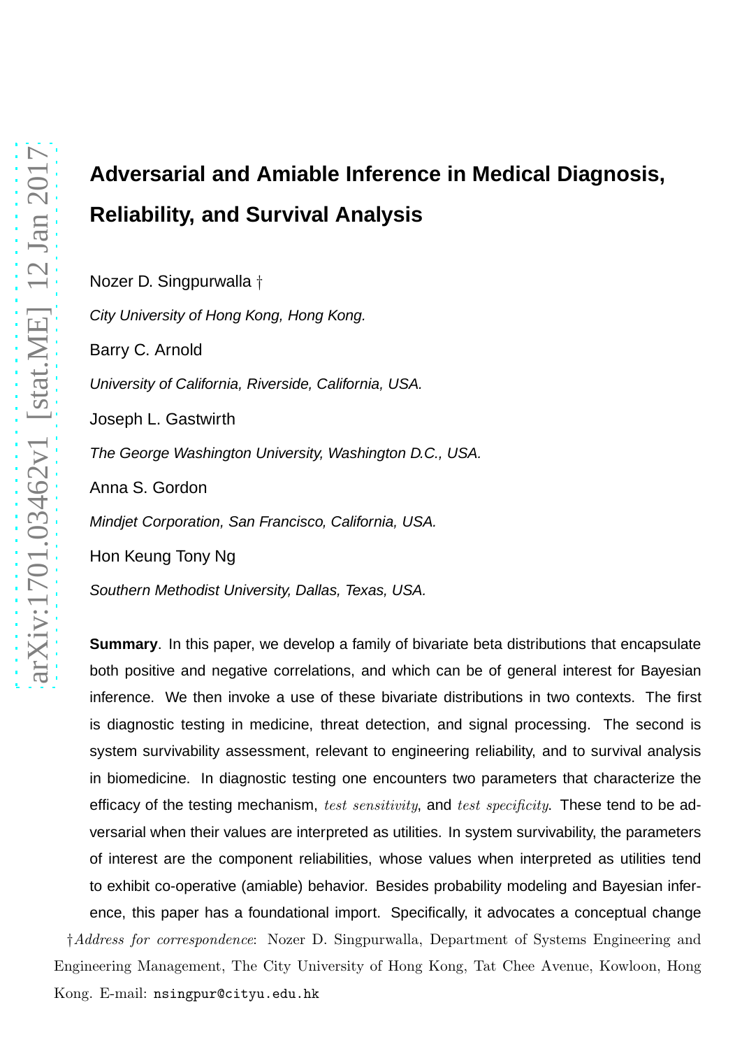# Adversarial and Amiable Inference in Medical Diagnosis, Reliability, and Survival Analysis

Nozer D. Singpurwalla †

*City University of Hong Kong, Hong Kong.*

Barry C. Arnold

*University of California, Riverside, California, USA.*

Joseph L. Gastwirth

*The George Washington University, Washington D.C., USA.*

Anna S. Gordon

*Mindjet Corporation, San Francisco, California, USA.*

Hon Keung Tony Ng

*Southern Methodist University, Dallas, Texas, USA.*

**Summary**. In this paper, we develop a family of bivariate beta distributions that encapsulate both positive and negative correlations, and which can be of general interest for Bayesian inference. We then invoke a use of these bivariate distributions in two contexts. The first is diagnostic testing in medicine, threat detection, and signal processing. The second is system survivability assessment, relevant to engineering reliability, and to survival analysis in biomedicine. In diagnostic testing one encounters two parameters that characterize the efficacy of the testing mechanism, *test sensitivity*, and *test specificity*. These tend to be adversarial when their values are interpreted as utilities. In system survivability, the parameters of interest are the component reliabilities, whose values when interpreted as utilities tend to exhibit co-operative (amiable) behavior. Besides probability modeling and Bayesian inference, this paper has a foundational import. Specifically, it advocates a conceptual change

†*Address for correspondence*: Nozer D. Singpurwalla, Department of Systems Engineering and Engineering Management, The City University of Hong Kong, Tat Chee Avenue, Kowloon, Hong Kong. E-mail: nsingpur@cityu.edu.hk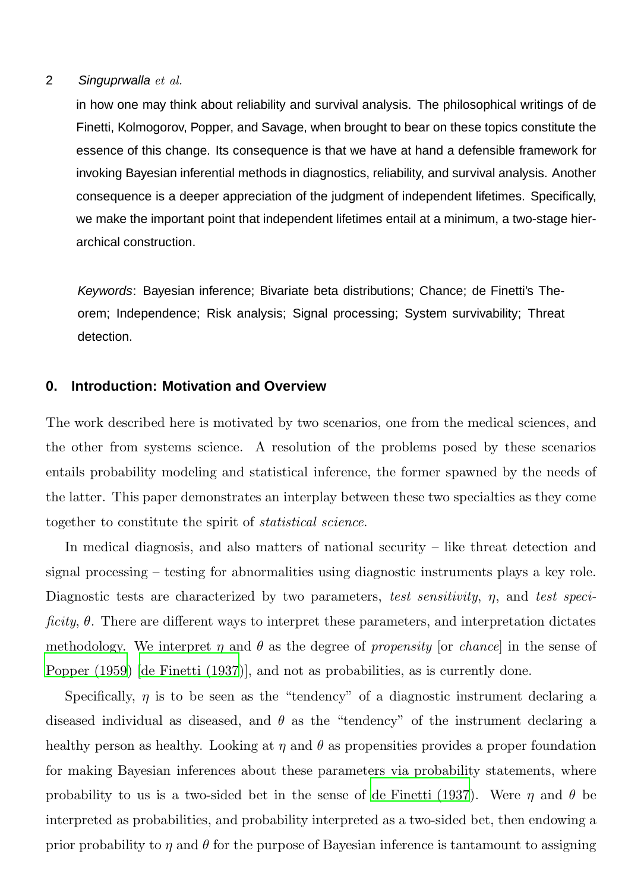in how one may think about reliability and survival analysis. The philosophical writings of de Finetti, Kolmogorov, Popper, and Savage, when brought to bear on these topics constitute the essence of this change. Its consequence is that we have at hand a defensible framework for invoking Bayesian inferential methods in diagnostics, reliability, and survival analysis. Another consequence is a deeper appreciation of the judgment of independent lifetimes. Specifically, we make the important point that independent lifetimes entail at a minimum, a two-stage hierarchical construction.

*Keywords*: Bayesian inference; Bivariate beta distributions; Chance; de Finetti's Theorem; Independence; Risk analysis; Signal processing; System survivability; Threat detection.

## 0. Introduction: Motivation and Overview

The work described here is motivated by two scenarios, one from the medical sciences, and the other from systems science. A resolution of the problems posed by these scenarios entails probability modeling and statistical inference, the former spawned by the needs of the latter. This paper demonstrates an interplay between these two specialties as they come together to constitute the spirit of *statistical science*.

In medical diagnosis, and also matters of national security – like threat detection and signal processing – testing for abnormalities using diagnostic instruments plays a key role. Diagnostic tests are characterized by two parameters, *test sensitivity*, $\eta$, and *test specificity*, $\theta$. There are different ways to interpret these parameters, and interpretation dictates methodology. We interpret $\eta$ and $\theta$ as the degree of *propensity* [or *chance*] in the sense of Popper (1959) [de Finetti (1937)], and not as probabilities, as is currently done.

Specifically, $\eta$ is to be seen as the "tendency" of a diagnostic instrument declaring a diseased individual as diseased, and $\theta$ as the "tendency" of the instrument declaring a healthy person as healthy. Looking at $\eta$ and $\theta$ as propensities provides a proper foundation for making Bayesian inferences about these parameters via probability statements, where probability to us is a two-sided bet in the sense of de Finetti (1937). Were $\eta$ and $\theta$ be interpreted as probabilities, and probability interpreted as a two-sided bet, then endowing a prior probability to $\eta$ and $\theta$ for the purpose of Bayesian inference is tantamount to assigning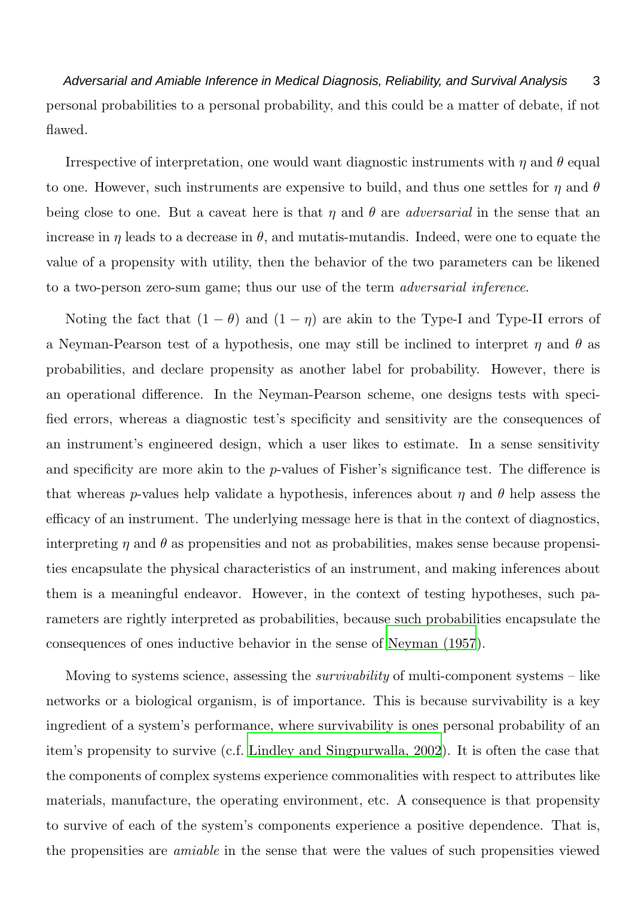personal probabilities to a personal probability, and this could be a matter of debate, if not flawed.

Irrespective of interpretation, one would want diagnostic instruments with $\eta$ and $\theta$ equal to one. However, such instruments are expensive to build, and thus one settles for $\eta$ and $\theta$ being close to one. But a caveat here is that $\eta$ and $\theta$ are *adversarial* in the sense that an increase in $\eta$ leads to a decrease in $\theta$, and mutatis-mutandis. Indeed, were one to equate the value of a propensity with utility, then the behavior of the two parameters can be likened to a two-person zero-sum game; thus our use of the term *adversarial inference*.

Noting the fact that $(1-\theta)$ and $(1-\eta)$ are akin to the Type-I and Type-II errors of a Neyman-Pearson test of a hypothesis, one may still be inclined to interpret $\eta$ and $\theta$ as probabilities, and declare propensity as another label for probability. However, there is an operational difference. In the Neyman-Pearson scheme, one designs tests with specified errors, whereas a diagnostic test's specificity and sensitivity are the consequences of an instrument's engineered design, which a user likes to estimate. In a sense sensitivity and specificity are more akin to the $p$-values of Fisher's significance test. The difference is that whereas $p$-values help validate a hypothesis, inferences about $\eta$ and $\theta$ help assess the efficacy of an instrument. The underlying message here is that in the context of diagnostics, interpreting $\eta$ and $\theta$ as propensities and not as probabilities, makes sense because propensities encapsulate the physical characteristics of an instrument, and making inferences about them is a meaningful endeavor. However, in the context of testing hypotheses, such parameters are rightly interpreted as probabilities, because such probabilities encapsulate the consequences of ones inductive behavior in the sense of Neyman (1957).

Moving to systems science, assessing the *survivability* of multi-component systems – like networks or a biological organism, is of importance. This is because survivability is a key ingredient of a system's performance, where survivability is ones personal probability of an item's propensity to survive (c.f. Lindley and Singpurwalla, 2002). It is often the case that the components of complex systems experience commonalities with respect to attributes like materials, manufacture, the operating environment, etc. A consequence is that propensity to survive of each of the system's components experience a positive dependence. That is, the propensities are *amiable* in the sense that were the values of such propensities viewed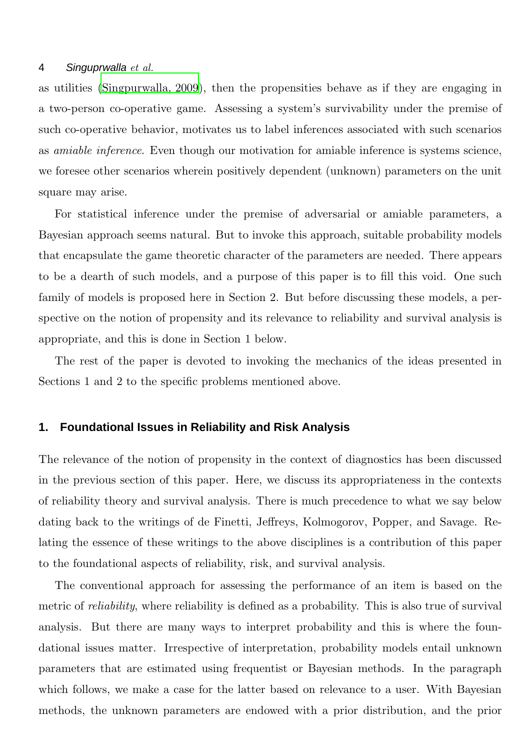as utilities (Singpurwalla, 2009), then the propensities behave as if they are engaging in a two-person co-operative game. Assessing a system's survivability under the premise of such co-operative behavior, motivates us to label inferences associated with such scenarios as *amiable inference*. Even though our motivation for amiable inference is systems science, we foresee other scenarios wherein positively dependent (unknown) parameters on the unit square may arise.

For statistical inference under the premise of adversarial or amiable parameters, a Bayesian approach seems natural. But to invoke this approach, suitable probability models that encapsulate the game theoretic character of the parameters are needed. There appears to be a dearth of such models, and a purpose of this paper is to fill this void. One such family of models is proposed here in Section 2. But before discussing these models, a perspective on the notion of propensity and its relevance to reliability and survival analysis is appropriate, and this is done in Section 1 below.

The rest of the paper is devoted to invoking the mechanics of the ideas presented in Sections 1 and 2 to the specific problems mentioned above.

## 1. Foundational Issues in Reliability and Risk Analysis

The relevance of the notion of propensity in the context of diagnostics has been discussed in the previous section of this paper. Here, we discuss its appropriateness in the contexts of reliability theory and survival analysis. There is much precedence to what we say below dating back to the writings of de Finetti, Jeffreys, Kolmogorov, Popper, and Savage. Relating the essence of these writings to the above disciplines is a contribution of this paper to the foundational aspects of reliability, risk, and survival analysis.

The conventional approach for assessing the performance of an item is based on the metric of *reliability*, where reliability is defined as a probability. This is also true of survival analysis. But there are many ways to interpret probability and this is where the foundational issues matter. Irrespective of interpretation, probability models entail unknown parameters that are estimated using frequentist or Bayesian methods. In the paragraph which follows, we make a case for the latter based on relevance to a user. With Bayesian methods, the unknown parameters are endowed with a prior distribution, and the prior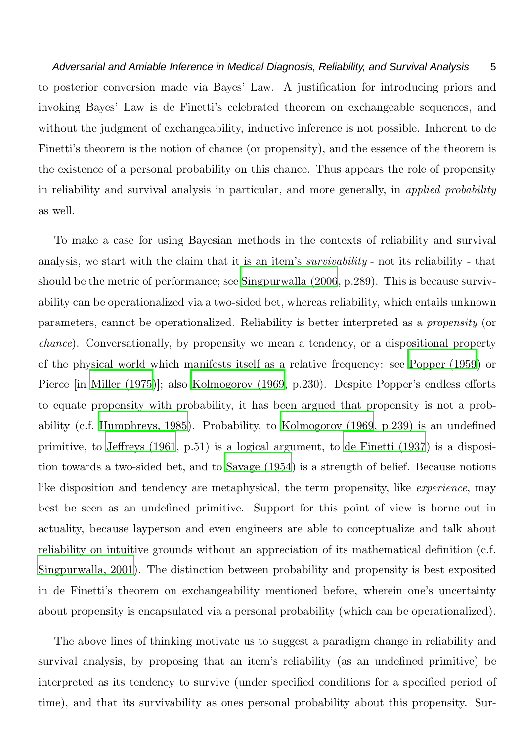to posterior conversion made via Bayes' Law. A justification for introducing priors and invoking Bayes' Law is de Finetti's celebrated theorem on exchangeable sequences, and without the judgment of exchangeability, inductive inference is not possible. Inherent to de Finetti's theorem is the notion of chance (or propensity), and the essence of the theorem is the existence of a personal probability on this chance. Thus appears the role of propensity in reliability and survival analysis in particular, and more generally, in *applied probability* as well.

To make a case for using Bayesian methods in the contexts of reliability and survival analysis, we start with the claim that it is an item's *survivability* - not its reliability - that should be the metric of performance; see Singpurwalla (2006, p.289). This is because survivability can be operationalized via a two-sided bet, whereas reliability, which entails unknown parameters, cannot be operationalized. Reliability is better interpreted as a *propensity* (or *chance*). Conversationally, by propensity we mean a tendency, or a dispositional property of the physical world which manifests itself as a relative frequency: see Popper (1959) or Pierce [in Miller (1975)]; also Kolmogorov (1969, p.230). Despite Popper's endless efforts to equate propensity with probability, it has been argued that propensity is not a probability (c.f. Humphreys, 1985). Probability, to Kolmogorov (1969, p.239) is an undefined primitive, to Jeffreys (1961, p.51) is a logical argument, to de Finetti (1937) is a disposition towards a two-sided bet, and to Savage (1954) is a strength of belief. Because notions like disposition and tendency are metaphysical, the term propensity, like *experience*, may best be seen as an undefined primitive. Support for this point of view is borne out in actuality, because layperson and even engineers are able to conceptualize and talk about reliability on intuitive grounds without an appreciation of its mathematical definition (c.f. Singpurwalla, 2001). The distinction between probability and propensity is best exposited in de Finetti's theorem on exchangeability mentioned before, wherein one's uncertainty about propensity is encapsulated via a personal probability (which can be operationalized).

The above lines of thinking motivate us to suggest a paradigm change in reliability and survival analysis, by proposing that an item's reliability (as an undefined primitive) be interpreted as its tendency to survive (under specified conditions for a specified period of time), and that its survivability as ones personal probability about this propensity. Sur-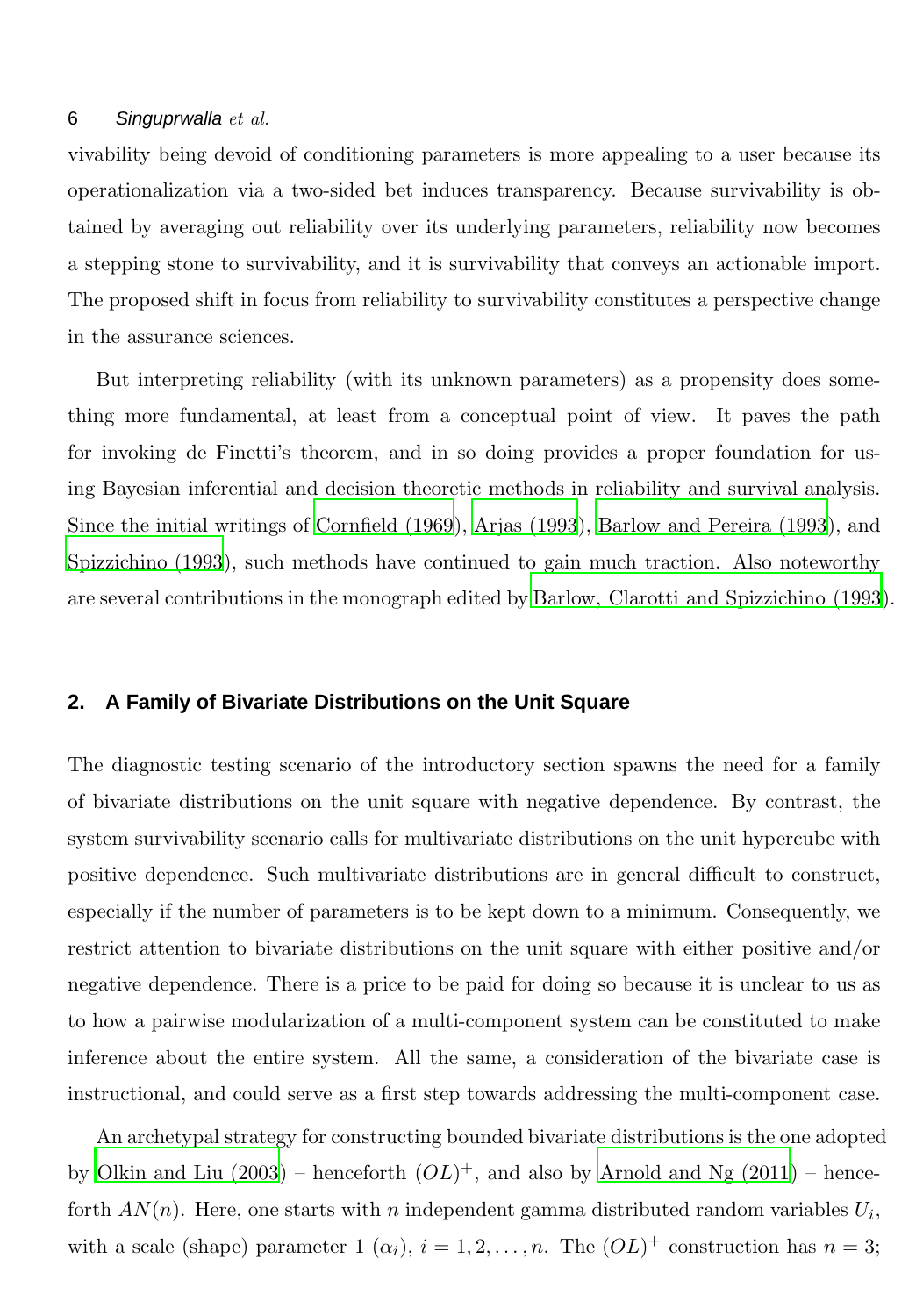vivability being devoid of conditioning parameters is more appealing to a user because its operationalization via a two-sided bet induces transparency. Because survivability is obtained by averaging out reliability over its underlying parameters, reliability now becomes a stepping stone to survivability, and it is survivability that conveys an actionable import. The proposed shift in focus from reliability to survivability constitutes a perspective change in the assurance sciences.

But interpreting reliability (with its unknown parameters) as a propensity does something more fundamental, at least from a conceptual point of view. It paves the path for invoking de Finetti's theorem, and in so doing provides a proper foundation for using Bayesian inferential and decision theoretic methods in reliability and survival analysis. Since the initial writings of Cornfield (1969), Arjas (1993), Barlow and Pereira (1993), and Spizzichino (1993), such methods have continued to gain much traction. Also noteworthy are several contributions in the monograph edited by Barlow, Clarotti and Spizzichino (1993).

## 2. A Family of Bivariate Distributions on the Unit Square

The diagnostic testing scenario of the introductory section spawns the need for a family of bivariate distributions on the unit square with negative dependence. By contrast, the system survivability scenario calls for multivariate distributions on the unit hypercube with positive dependence. Such multivariate distributions are in general difficult to construct, especially if the number of parameters is to be kept down to a minimum. Consequently, we restrict attention to bivariate distributions on the unit square with either positive and/or negative dependence. There is a price to be paid for doing so because it is unclear to us as to how a pairwise modularization of a multi-component system can be constituted to make inference about the entire system. All the same, a consideration of the bivariate case is instructional, and could serve as a first step towards addressing the multi-component case.

An archetypal strategy for constructing bounded bivariate distributions is the one adopted by Olkin and Liu (2003) – henceforth $(OL)^+$, and also by Arnold and Ng (2011) – henceforth $AN(n)$. Here, one starts with $n$ independent gamma distributed random variables $U_i$, with a scale (shape) parameter 1 ($\alpha_i$), $i = 1, 2, \ldots, n$. The $(OL)^+$ construction has $n = 3$;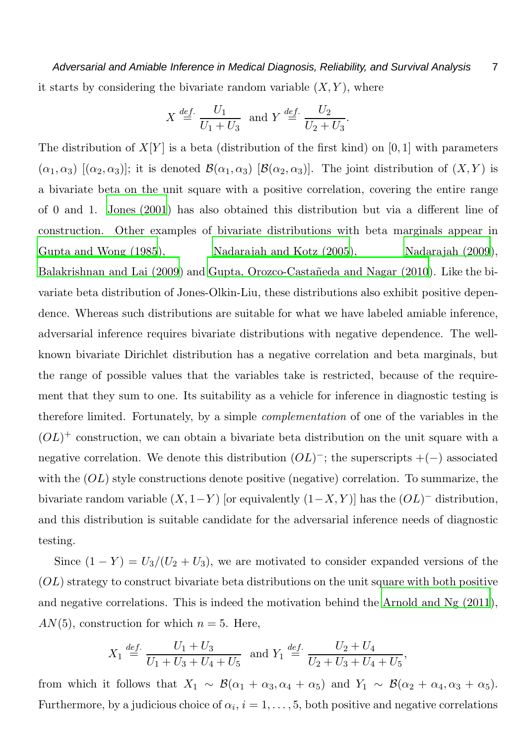it starts by considering the bivariate random variable $(X, Y)$, where

$$X \overset{def.}{=} \frac{U_1}{U_1 + U_3} \text{ and } Y \overset{def.}{=} \frac{U_2}{U_2 + U_3}.$$

The distribution of $X[Y]$ is a beta (distribution of the first kind) on $[0, 1]$ with parameters $(\alpha_1, \alpha_3)$ $[(\alpha_2, \alpha_3)]$; it is denoted $\mathcal{B}(\alpha_1, \alpha_3)$ $[\mathcal{B}(\alpha_2, \alpha_3)]$. The joint distribution of $(X, Y)$ is a bivariate beta on the unit square with a positive correlation, covering the entire range of 0 and 1. Jones (2001) has also obtained this distribution but via a different line of construction. Other examples of bivariate distributions with beta marginals appear in Gupta and Wong (1985), Nadarajah and Kotz (2005), Nadarajah (2009), Balakrishnan and Lai (2009) and Gupta, Orozco-Castañeda and Nagar (2010). Like the bivariate beta distribution of Jones-Olkin-Liu, these distributions also exhibit positive dependence. Whereas such distributions are suitable for what we have labeled amiable inference, adversarial inference requires bivariate distributions with negative dependence. The well-known bivariate Dirichlet distribution has a negative correlation and beta marginals, but the range of possible values that the variables take is restricted, because of the requirement that they sum to one. Its suitability as a vehicle for inference in diagnostic testing is therefore limited. Fortunately, by a simple *complementation* of one of the variables in the $(OL)^+$ construction, we can obtain a bivariate beta distribution on the unit square with a negative correlation. We denote this distribution $(OL)^-$; the superscripts $+(-)$ associated with the $(OL)$ style constructions denote positive (negative) correlation. To summarize, the bivariate random variable $(X, 1-Y)$ [or equivalently $(1-X, Y)$] has the $(OL)^-$ distribution, and this distribution is suitable candidate for the adversarial inference needs of diagnostic testing.

Since $(1 - Y) = U_3/(U_2 + U_3)$, we are motivated to consider expanded versions of the $(OL)$ strategy to construct bivariate beta distributions on the unit square with both positive and negative correlations. This is indeed the motivation behind the Arnold and Ng (2011), $AN(5)$, construction for which $n = 5$. Here,

$$X_1 \overset{def.}{=} \frac{U_1 + U_3}{U_1 + U_3 + U_4 + U_5} \text{ and } Y_1 \overset{def.}{=} \frac{U_2 + U_4}{U_2 + U_3 + U_4 + U_5},$$

from which it follows that $X_1 \sim \mathcal{B}(\alpha_1 + \alpha_3, \alpha_4 + \alpha_5)$ and $Y_1 \sim \mathcal{B}(\alpha_2 + \alpha_4, \alpha_3 + \alpha_5)$. Furthermore, by a judicious choice of $\alpha_i$, $i = 1, \ldots, 5$, both positive and negative correlations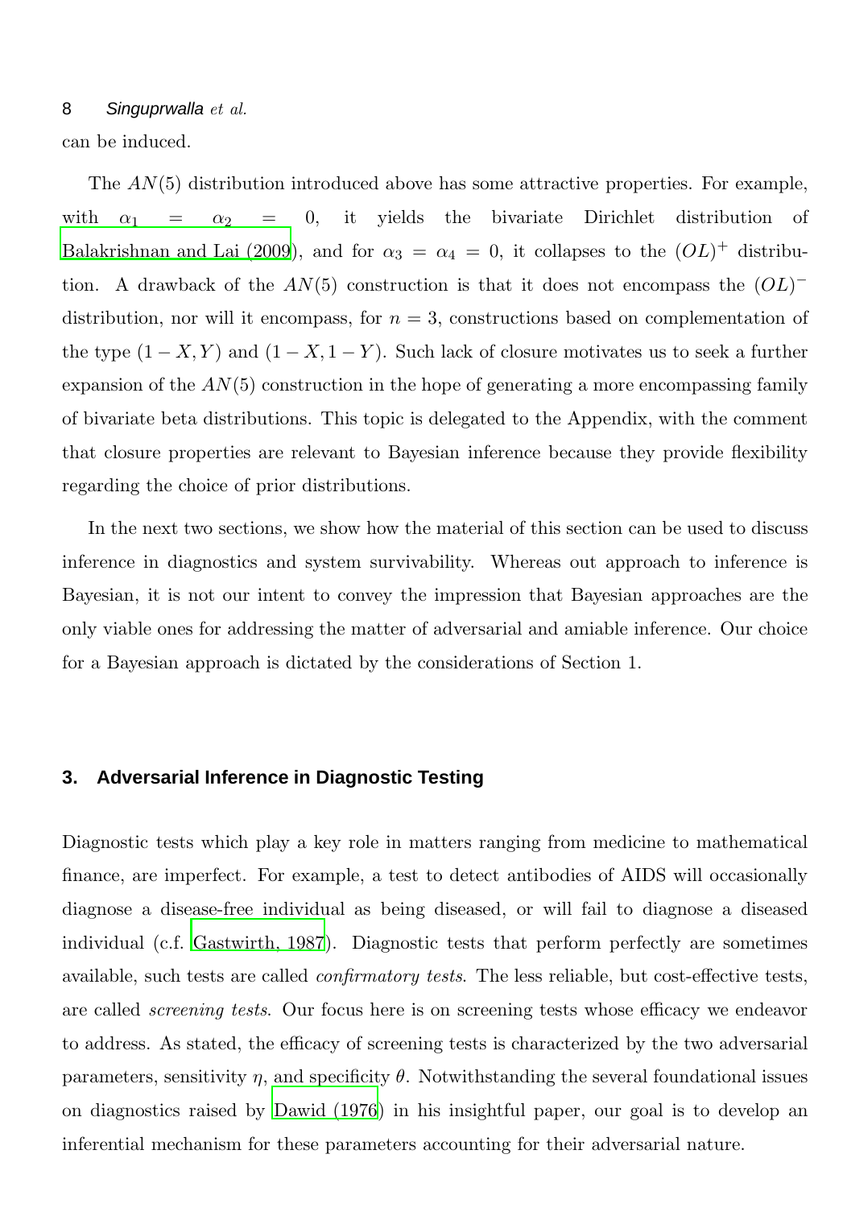can be induced.

The $AN(5)$ distribution introduced above has some attractive properties. For example, with $\alpha_1 = \alpha_2 = 0$, it yields the bivariate Dirichlet distribution of Balakrishnan and Lai (2009), and for $\alpha_3 = \alpha_4 = 0$, it collapses to the $(OL)^+$ distribution. A drawback of the $AN(5)$ construction is that it does not encompass the $(OL)^-$ distribution, nor will it encompass, for $n = 3$, constructions based on complementation of the type $(1 - X, Y)$ and $(1 - X, 1 - Y)$. Such lack of closure motivates us to seek a further expansion of the $AN(5)$ construction in the hope of generating a more encompassing family of bivariate beta distributions. This topic is delegated to the Appendix, with the comment that closure properties are relevant to Bayesian inference because they provide flexibility regarding the choice of prior distributions.

In the next two sections, we show how the material of this section can be used to discuss inference in diagnostics and system survivability. Whereas out approach to inference is Bayesian, it is not our intent to convey the impression that Bayesian approaches are the only viable ones for addressing the matter of adversarial and amiable inference. Our choice for a Bayesian approach is dictated by the considerations of Section 1.

## 3. Adversarial Inference in Diagnostic Testing

Diagnostic tests which play a key role in matters ranging from medicine to mathematical finance, are imperfect. For example, a test to detect antibodies of AIDS will occasionally diagnose a disease-free individual as being diseased, or will fail to diagnose a diseased individual (c.f. Gastwirth, 1987). Diagnostic tests that perform perfectly are sometimes available, such tests are called *confirmatory tests*. The less reliable, but cost-effective tests, are called *screening tests*. Our focus here is on screening tests whose efficacy we endeavor to address. As stated, the efficacy of screening tests is characterized by the two adversarial parameters, sensitivity $\eta$, and specificity $\theta$. Notwithstanding the several foundational issues on diagnostics raised by Dawid (1976) in his insightful paper, our goal is to develop an inferential mechanism for these parameters accounting for their adversarial nature.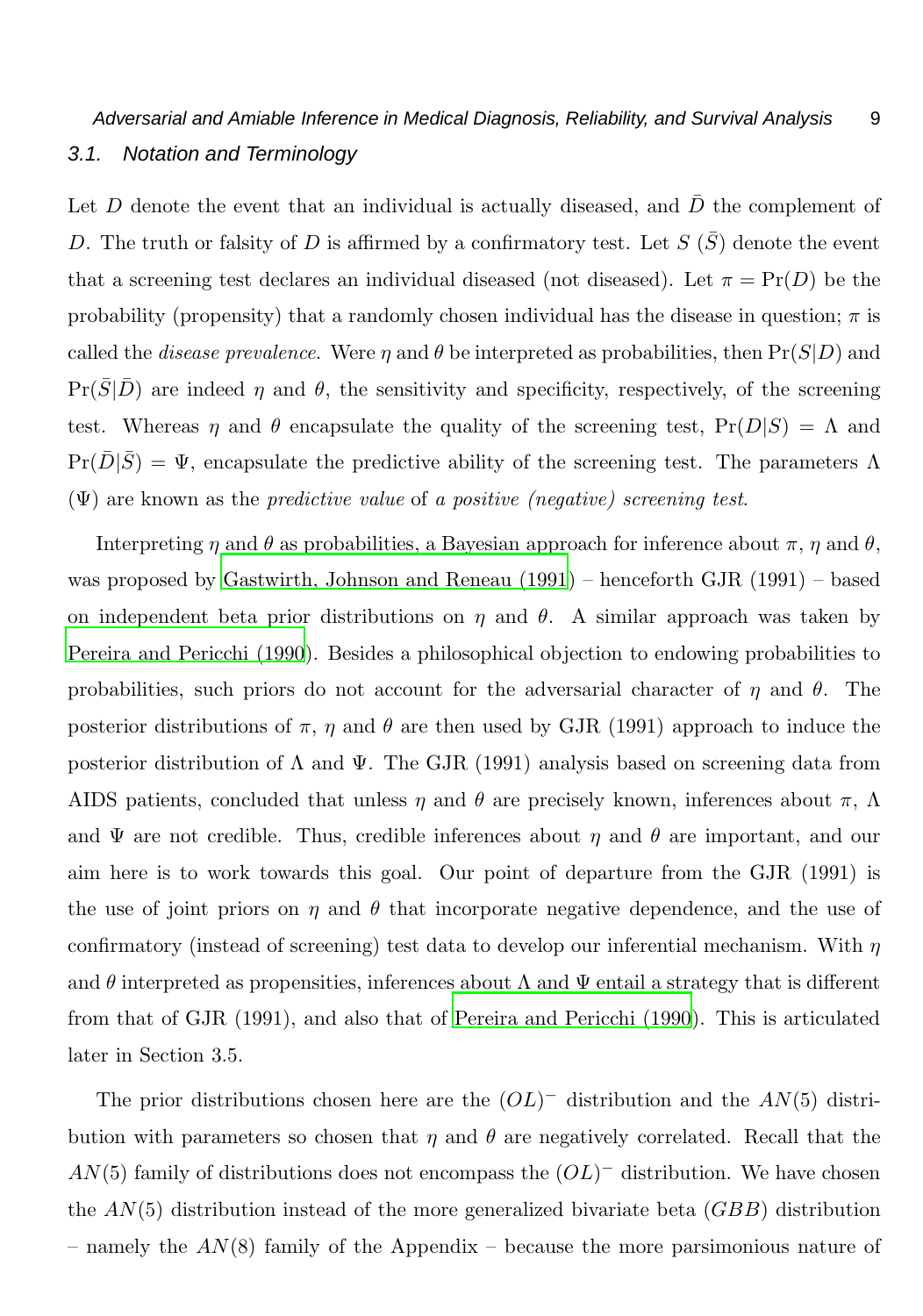### 3.1. Notation and Terminology

Let $D$ denote the event that an individual is actually diseased, and $\bar{D}$ the complement of $D$. The truth or falsity of $D$ is affirmed by a confirmatory test. Let $S$ ($\bar{S}$) denote the event that a screening test declares an individual diseased (not diseased). Let $\pi = \Pr(D)$ be the probability (propensity) that a randomly chosen individual has the disease in question; $\pi$ is called the *disease prevalence*. Were $\eta$ and $\theta$ be interpreted as probabilities, then $\Pr(S|D)$ and $\Pr(\bar{S}|\bar{D})$ are indeed $\eta$ and $\theta$, the sensitivity and specificity, respectively, of the screening test. Whereas $\eta$ and $\theta$ encapsulate the quality of the screening test, $\Pr(D|S) = \Lambda$ and $\Pr(\bar{D}|\bar{S}) = \Psi$, encapsulate the predictive ability of the screening test. The parameters $\Lambda$ ($\Psi$) are known as the *predictive value* of *a positive (negative) screening test*.

Interpreting $\eta$ and $\theta$ as probabilities, a Bayesian approach for inference about $\pi$, $\eta$ and $\theta$, was proposed by Gastwirth, Johnson and Reneau (1991) – henceforth GJR (1991) – based on independent beta prior distributions on $\eta$ and $\theta$. A similar approach was taken by Pereira and Pericchi (1990). Besides a philosophical objection to endowing probabilities to probabilities, such priors do not account for the adversarial character of $\eta$ and $\theta$. The posterior distributions of $\pi$, $\eta$ and $\theta$ are then used by GJR (1991) approach to induce the posterior distribution of $\Lambda$ and $\Psi$. The GJR (1991) analysis based on screening data from AIDS patients, concluded that unless $\eta$ and $\theta$ are precisely known, inferences about $\pi$, $\Lambda$ and $\Psi$ are not credible. Thus, credible inferences about $\eta$ and $\theta$ are important, and our aim here is to work towards this goal. Our point of departure from the GJR (1991) is the use of joint priors on $\eta$ and $\theta$ that incorporate negative dependence, and the use of confirmatory (instead of screening) test data to develop our inferential mechanism. With $\eta$ and $\theta$ interpreted as propensities, inferences about $\Lambda$ and $\Psi$ entail a strategy that is different from that of GJR (1991), and also that of Pereira and Pericchi (1990). This is articulated later in Section 3.5.

The prior distributions chosen here are the $(OL)^{-}$ distribution and the $AN(5)$ distribution with parameters so chosen that $\eta$ and $\theta$ are negatively correlated. Recall that the $AN(5)$ family of distributions does not encompass the $(OL)^{-}$ distribution. We have chosen the $AN(5)$ distribution instead of the more generalized bivariate beta ($GBB$) distribution – namely the $AN(8)$ family of the Appendix – because the more parsimonious nature of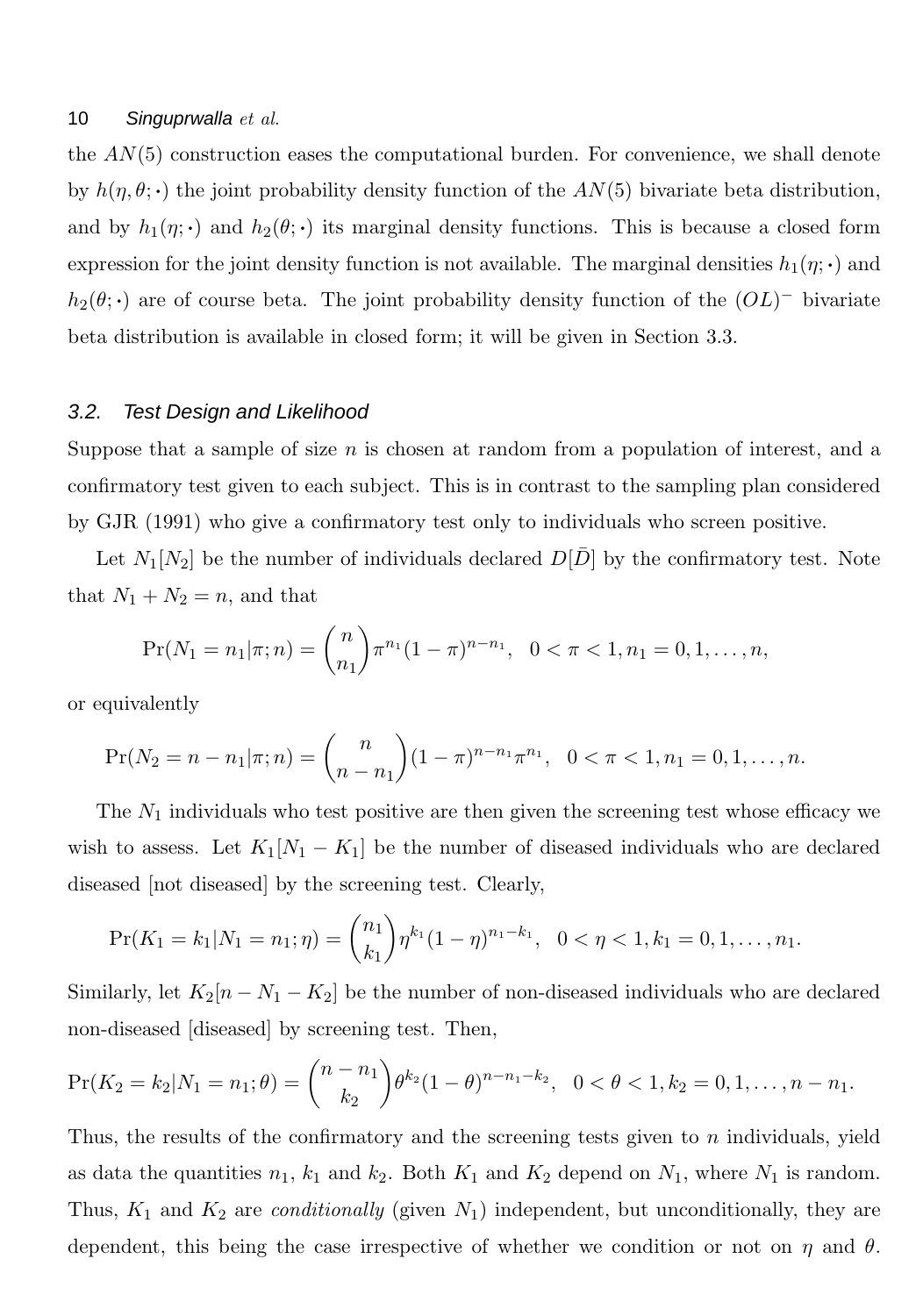the $AN(5)$ construction eases the computational burden. For convenience, we shall denote by $h(\eta, \theta; \boldsymbol{\cdot})$ the joint probability density function of the $AN(5)$ bivariate beta distribution, and by $h_1(\eta; \boldsymbol{\cdot})$ and $h_2(\theta; \boldsymbol{\cdot})$ its marginal density functions. This is because a closed form expression for the joint density function is not available. The marginal densities $h_1(\eta; \boldsymbol{\cdot})$ and $h_2(\theta; \boldsymbol{\cdot})$ are of course beta. The joint probability density function of the $(OL)^-$ bivariate beta distribution is available in closed form; it will be given in Section 3.3.

### 3.2. Test Design and Likelihood

Suppose that a sample of size $n$ is chosen at random from a population of interest, and a confirmatory test given to each subject. This is in contrast to the sampling plan considered by GJR (1991) who give a confirmatory test only to individuals who screen positive.

Let $N_1[N_2]$ be the number of individuals declared $D[\bar{D}]$ by the confirmatory test. Note that $N_1 + N_2 = n$, and that

$$\Pr(N_1 = n_1 | \pi; n) = \binom{n}{n_1} \pi^{n_1} (1-\pi)^{n-n_1}, \quad 0 < \pi < 1, n_1 = 0, 1, \ldots, n,$$

or equivalently

$$\Pr(N_2 = n - n_1 | \pi; n) = \binom{n}{n-n_1} (1-\pi)^{n-n_1} \pi^{n_1}, \quad 0 < \pi < 1, n_1 = 0, 1, \ldots, n.$$

The $N_1$ individuals who test positive are then given the screening test whose efficacy we wish to assess. Let $K_1[N_1 - K_1]$ be the number of diseased individuals who are declared diseased [not diseased] by the screening test. Clearly,

$$\Pr(K_1 = k_1 | N_1 = n_1; \eta) = \binom{n_1}{k_1} \eta^{k_1} (1-\eta)^{n_1-k_1}, \quad 0 < \eta < 1, k_1 = 0, 1, \ldots, n_1.$$

Similarly, let $K_2[n - N_1 - K_2]$ be the number of non-diseased individuals who are declared non-diseased [diseased] by screening test. Then,

$$\Pr(K_2 = k_2 | N_1 = n_1; \theta) = \binom{n-n_1}{k_2} \theta^{k_2} (1-\theta)^{n-n_1-k_2}, \quad 0 < \theta < 1, k_2 = 0, 1, \ldots, n - n_1.$$

Thus, the results of the confirmatory and the screening tests given to $n$ individuals, yield as data the quantities $n_1$, $k_1$ and $k_2$. Both $K_1$ and $K_2$ depend on $N_1$, where $N_1$ is random. Thus, $K_1$ and $K_2$ are *conditionally* (given $N_1$) independent, but unconditionally, they are dependent, this being the case irrespective of whether we condition or not on $\eta$ and $\theta$.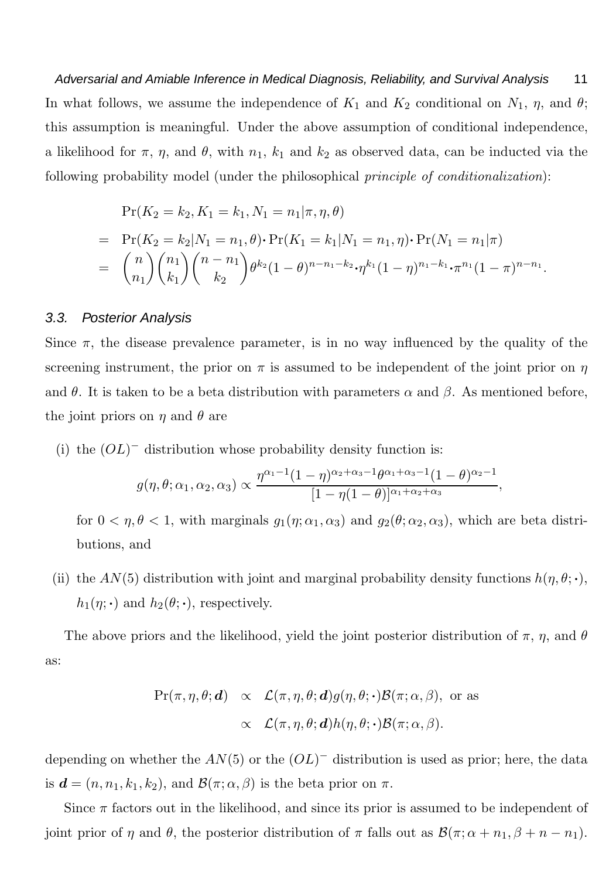In what follows, we assume the independence of $K_1$ and $K_2$ conditional on $N_1$, $\eta$, and $\theta$; this assumption is meaningful. Under the above assumption of conditional independence, a likelihood for $\pi$, $\eta$, and $\theta$, with $n_1$, $k_1$ and $k_2$ as observed data, can be inducted via the following probability model (under the philosophical *principle of conditionalization*):

$$
\begin{aligned}
& \Pr(K_2 = k_2, K_1 = k_1, N_1 = n_1 | \pi, \eta, \theta) \\
= \; & \Pr(K_2 = k_2 | N_1 = n_1, \theta) \cdot \Pr(K_1 = k_1 | N_1 = n_1, \eta) \cdot \Pr(N_1 = n_1 | \pi) \\
= \; & \binom{n}{n_1} \binom{n_1}{k_1} \binom{n - n_1}{k_2} \theta^{k_2} (1-\theta)^{n - n_1 - k_2} \cdot \eta^{k_1} (1-\eta)^{n_1 - k_1} \cdot \pi^{n_1} (1-\pi)^{n - n_1}.
\end{aligned}
$$

### 3.3. Posterior Analysis

Since $\pi$, the disease prevalence parameter, is in no way influenced by the quality of the screening instrument, the prior on $\pi$ is assumed to be independent of the joint prior on $\eta$ and $\theta$. It is taken to be a beta distribution with parameters $\alpha$ and $\beta$. As mentioned before, the joint priors on $\eta$ and $\theta$ are

(i) the $(OL)^-$ distribution whose probability density function is:

$$
g(\eta, \theta; \alpha_1, \alpha_2, \alpha_3) \propto \frac{\eta^{\alpha_1 - 1} (1-\eta)^{\alpha_2 + \alpha_3 - 1} \theta^{\alpha_1 + \alpha_3 - 1} (1-\theta)^{\alpha_2 - 1}}{[1 - \eta(1-\theta)]^{\alpha_1 + \alpha_2 + \alpha_3}},
$$

for $0 < \eta, \theta < 1$, with marginals $g_1(\eta; \alpha_1, \alpha_3)$ and $g_2(\theta; \alpha_2, \alpha_3)$, which are beta distributions, and

(ii) the $AN(5)$ distribution with joint and marginal probability density functions $h(\eta, \theta; \cdot)$, $h_1(\eta; \cdot)$ and $h_2(\theta; \cdot)$, respectively.

The above priors and the likelihood, yield the joint posterior distribution of $\pi$, $\eta$, and $\theta$ as:

$$
\begin{aligned}
\Pr(\pi, \eta, \theta; \boldsymbol{d}) \;& \propto \; \mathcal{L}(\pi, \eta, \theta; \boldsymbol{d}) g(\eta, \theta; \cdot) \mathcal{B}(\pi; \alpha, \beta), \text{ or as} \\
& \propto \; \mathcal{L}(\pi, \eta, \theta; \boldsymbol{d}) h(\eta, \theta; \cdot) \mathcal{B}(\pi; \alpha, \beta).
\end{aligned}
$$

depending on whether the $AN(5)$ or the $(OL)^-$ distribution is used as prior; here, the data is $\boldsymbol{d} = (n, n_1, k_1, k_2)$, and $\mathcal{B}(\pi; \alpha, \beta)$ is the beta prior on $\pi$.

Since $\pi$ factors out in the likelihood, and since its prior is assumed to be independent of joint prior of $\eta$ and $\theta$, the posterior distribution of $\pi$ falls out as $\mathcal{B}(\pi; \alpha + n_1, \beta + n - n_1)$.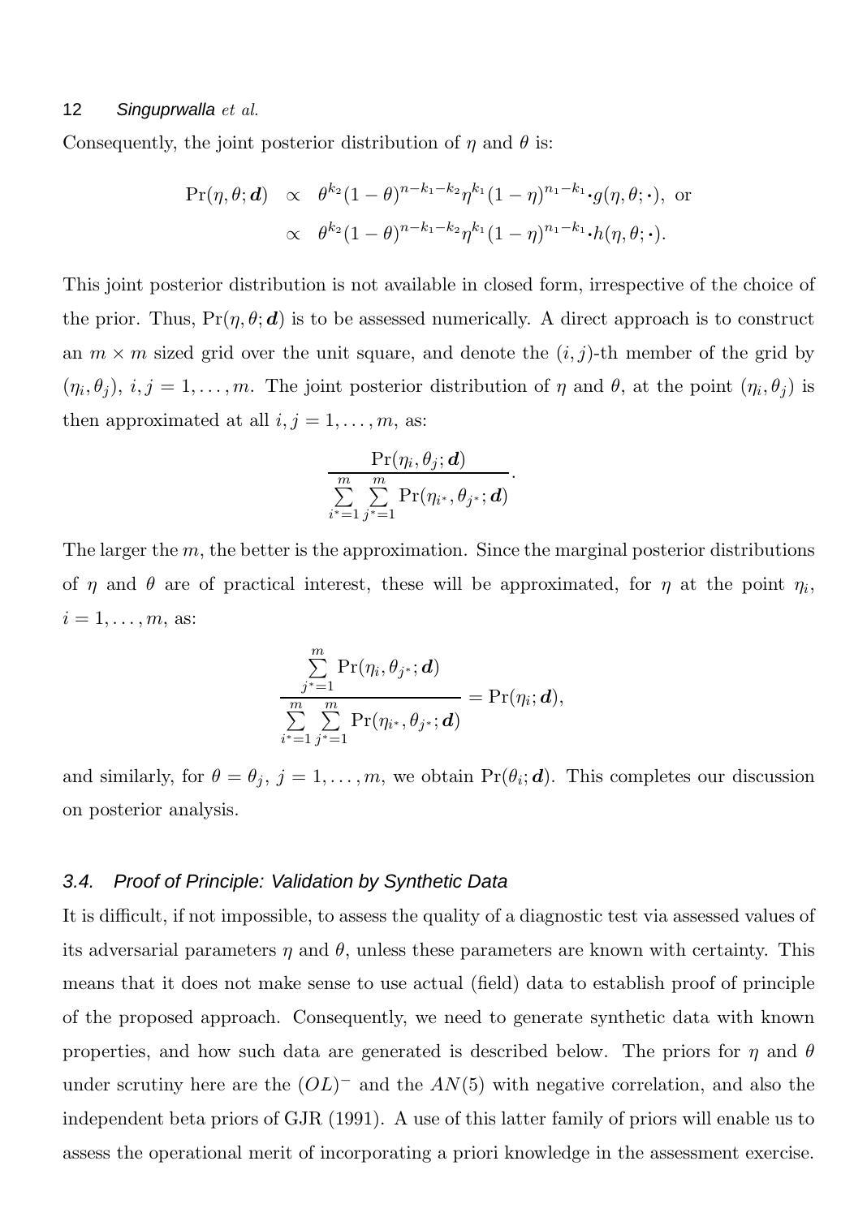Consequently, the joint posterior distribution of $\eta$ and $\theta$ is:

$$
\begin{aligned}
\Pr(\eta,\theta;\boldsymbol{d}) &\propto \theta^{k_2}(1-\theta)^{n-k_1-k_2}\eta^{k_1}(1-\eta)^{n_1-k_1}\centerdot g(\eta,\theta;\centerdot), \text{ or} \\
&\propto \theta^{k_2}(1-\theta)^{n-k_1-k_2}\eta^{k_1}(1-\eta)^{n_1-k_1}\centerdot h(\eta,\theta;\centerdot).
\end{aligned}
$$

This joint posterior distribution is not available in closed form, irrespective of the choice of the prior. Thus, $\Pr(\eta,\theta;\boldsymbol{d})$ is to be assessed numerically. A direct approach is to construct an $m \times m$ sized grid over the unit square, and denote the $(i,j)$-th member of the grid by $(\eta_i,\theta_j)$, $i,j = 1,\ldots,m$. The joint posterior distribution of $\eta$ and $\theta$, at the point $(\eta_i,\theta_j)$ is then approximated at all $i,j = 1,\ldots,m$, as:

$$
\frac{\Pr(\eta_i,\theta_j;\boldsymbol{d})}{\sum\limits_{i^*=1}^{m}\sum\limits_{j^*=1}^{m}\Pr(\eta_{i^*},\theta_{j^*};\boldsymbol{d})}.
$$

The larger the $m$, the better is the approximation. Since the marginal posterior distributions of $\eta$ and $\theta$ are of practical interest, these will be approximated, for $\eta$ at the point $\eta_i$, $i = 1,\ldots,m$, as:

$$
\frac{\sum\limits_{j^*=1}^{m}\Pr(\eta_i,\theta_{j^*};\boldsymbol{d})}{\sum\limits_{i^*=1}^{m}\sum\limits_{j^*=1}^{m}\Pr(\eta_{i^*},\theta_{j^*};\boldsymbol{d})} = \Pr(\eta_i;\boldsymbol{d}),
$$

and similarly, for $\theta = \theta_j$, $j = 1,\ldots,m$, we obtain $\Pr(\theta_i;\boldsymbol{d})$. This completes our discussion on posterior analysis.

### 3.4. Proof of Principle: Validation by Synthetic Data

It is difficult, if not impossible, to assess the quality of a diagnostic test via assessed values of its adversarial parameters $\eta$ and $\theta$, unless these parameters are known with certainty. This means that it does not make sense to use actual (field) data to establish proof of principle of the proposed approach. Consequently, we need to generate synthetic data with known properties, and how such data are generated is described below. The priors for $\eta$ and $\theta$ under scrutiny here are the $(OL)^-$ and the $AN(5)$ with negative correlation, and also the independent beta priors of GJR (1991). A use of this latter family of priors will enable us to assess the operational merit of incorporating a priori knowledge in the assessment exercise.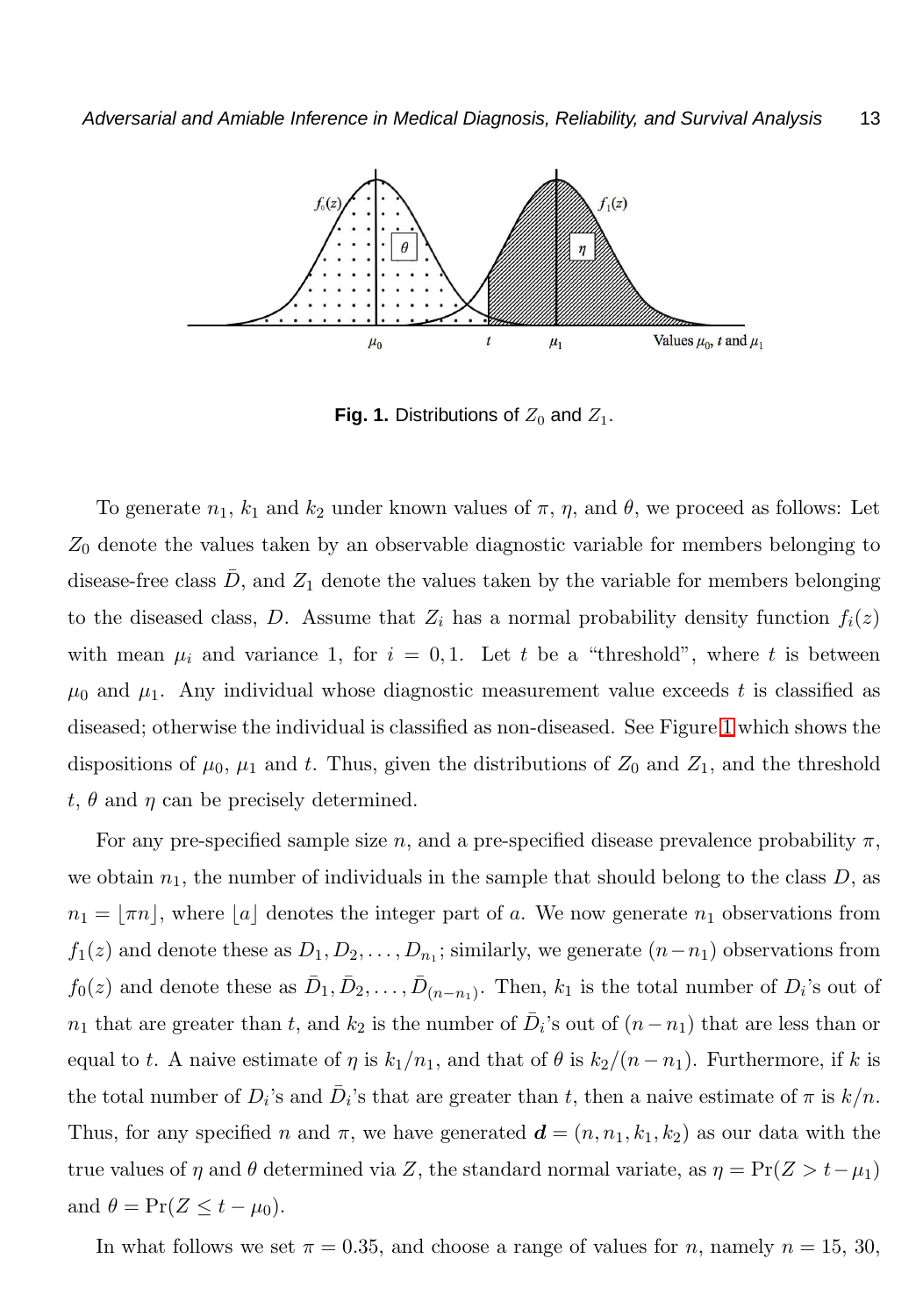**Fig. 1.** Distributions of $Z_0$ and $Z_1$.

To generate $n_1$, $k_1$ and $k_2$ under known values of $\pi$, $\eta$, and $\theta$, we proceed as follows: Let $Z_0$ denote the values taken by an observable diagnostic variable for members belonging to disease-free class $\bar{D}$, and $Z_1$ denote the values taken by the variable for members belonging to the diseased class, $D$. Assume that $Z_i$ has a normal probability density function $f_i(z)$ with mean $\mu_i$ and variance 1, for $i = 0, 1$. Let $t$ be a "threshold", where $t$ is between $\mu_0$ and $\mu_1$. Any individual whose diagnostic measurement value exceeds $t$ is classified as diseased; otherwise the individual is classified as non-diseased. See Figure 1 which shows the dispositions of $\mu_0$, $\mu_1$ and $t$. Thus, given the distributions of $Z_0$ and $Z_1$, and the threshold $t$, $\theta$ and $\eta$ can be precisely determined.

For any pre-specified sample size $n$, and a pre-specified disease prevalence probability $\pi$, we obtain $n_1$, the number of individuals in the sample that should belong to the class $D$, as $n_1 = \lfloor \pi n \rfloor$, where $\lfloor a \rfloor$ denotes the integer part of $a$. We now generate $n_1$ observations from $f_1(z)$ and denote these as $D_1, D_2, \ldots, D_{n_1}$; similarly, we generate $(n - n_1)$ observations from $f_0(z)$ and denote these as $\bar{D}_1, \bar{D}_2, \ldots, \bar{D}_{(n-n_1)}$. Then, $k_1$ is the total number of $D_i$'s out of $n_1$ that are greater than $t$, and $k_2$ is the number of $\bar{D}_i$'s out of $(n - n_1)$ that are less than or equal to $t$. A naive estimate of $\eta$ is $k_1/n_1$, and that of $\theta$ is $k_2/(n - n_1)$. Furthermore, if $k$ is the total number of $D_i$'s and $\bar{D}_i$'s that are greater than $t$, then a naive estimate of $\pi$ is $k/n$. Thus, for any specified $n$ and $\pi$, we have generated $\boldsymbol{d} = (n, n_1, k_1, k_2)$ as our data with the true values of $\eta$ and $\theta$ determined via $Z$, the standard normal variate, as $\eta = \Pr(Z > t - \mu_1)$ and $\theta = \Pr(Z \leq t - \mu_0)$.

In what follows we set $\pi = 0.35$, and choose a range of values for $n$, namely $n = 15$, 30,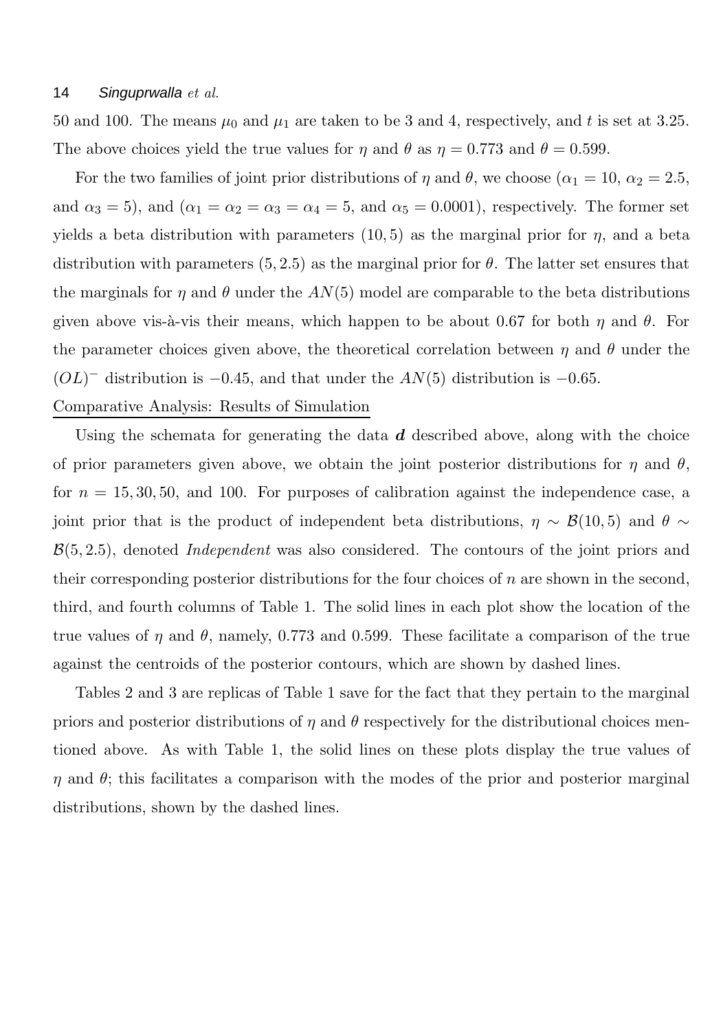50 and 100. The means $\mu_0$ and $\mu_1$ are taken to be 3 and 4, respectively, and $t$ is set at 3.25. The above choices yield the true values for $\eta$ and $\theta$ as $\eta = 0.773$ and $\theta = 0.599$.

For the two families of joint prior distributions of $\eta$ and $\theta$, we choose ($\alpha_1 = 10$, $\alpha_2 = 2.5$, and $\alpha_3 = 5$), and ($\alpha_1 = \alpha_2 = \alpha_3 = \alpha_4 = 5$, and $\alpha_5 = 0.0001$), respectively. The former set yields a beta distribution with parameters $(10, 5)$ as the marginal prior for $\eta$, and a beta distribution with parameters $(5, 2.5)$ as the marginal prior for $\theta$. The latter set ensures that the marginals for $\eta$ and $\theta$ under the $AN(5)$ model are comparable to the beta distributions given above vis-à-vis their means, which happen to be about 0.67 for both $\eta$ and $\theta$. For the parameter choices given above, the theoretical correlation between $\eta$ and $\theta$ under the $(OL)^-$ distribution is $-0.45$, and that under the $AN(5)$ distribution is $-0.65$.

Comparative Analysis: Results of Simulation

Using the schemata for generating the data $\boldsymbol{d}$ described above, along with the choice of prior parameters given above, we obtain the joint posterior distributions for $\eta$ and $\theta$, for $n = 15, 30, 50$, and 100. For purposes of calibration against the independence case, a joint prior that is the product of independent beta distributions, $\eta \sim \mathcal{B}(10, 5)$ and $\theta \sim \mathcal{B}(5, 2.5)$, denoted *Independent* was also considered. The contours of the joint priors and their corresponding posterior distributions for the four choices of $n$ are shown in the second, third, and fourth columns of Table 1. The solid lines in each plot show the location of the true values of $\eta$ and $\theta$, namely, 0.773 and 0.599. These facilitate a comparison of the true against the centroids of the posterior contours, which are shown by dashed lines.

Tables 2 and 3 are replicas of Table 1 save for the fact that they pertain to the marginal priors and posterior distributions of $\eta$ and $\theta$ respectively for the distributional choices mentioned above. As with Table 1, the solid lines on these plots display the true values of $\eta$ and $\theta$; this facilitates a comparison with the modes of the prior and posterior marginal distributions, shown by the dashed lines.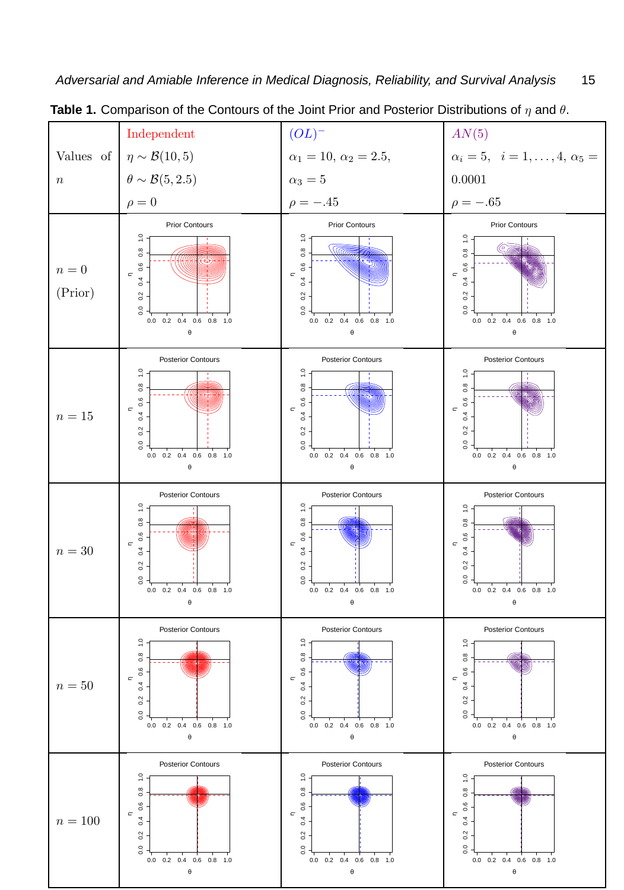**Table 1.** Comparison of the Contours of the Joint Prior and Posterior Distributions of $\eta$ and $\theta$.

| Values of $n$ | Independent $\eta \sim \mathcal{B}(10, 5)$ $\theta \sim \mathcal{B}(5, 2.5)$ $\rho = 0$ | $(OL)^-$ $\alpha_1 = 10$, $\alpha_2 = 2.5$, $\alpha_3 = 5$ $\rho = -.45$ | $AN(5)$ $\alpha_i = 5$, $i = 1, \ldots, 4$, $\alpha_5 = 0.0001$ $\rho = -.65$ |
|---|---|---|---|
| $n = 0$ (Prior) | Prior Contours | Prior Contours | Prior Contours |
| $n = 15$ | Posterior Contours | Posterior Contours | Posterior Contours |
| $n = 30$ | Posterior Contours | Posterior Contours | Posterior Contours |
| $n = 50$ | Posterior Contours | Posterior Contours | Posterior Contours |
| $n = 100$ | Posterior Contours | Posterior Contours | Posterior Contours |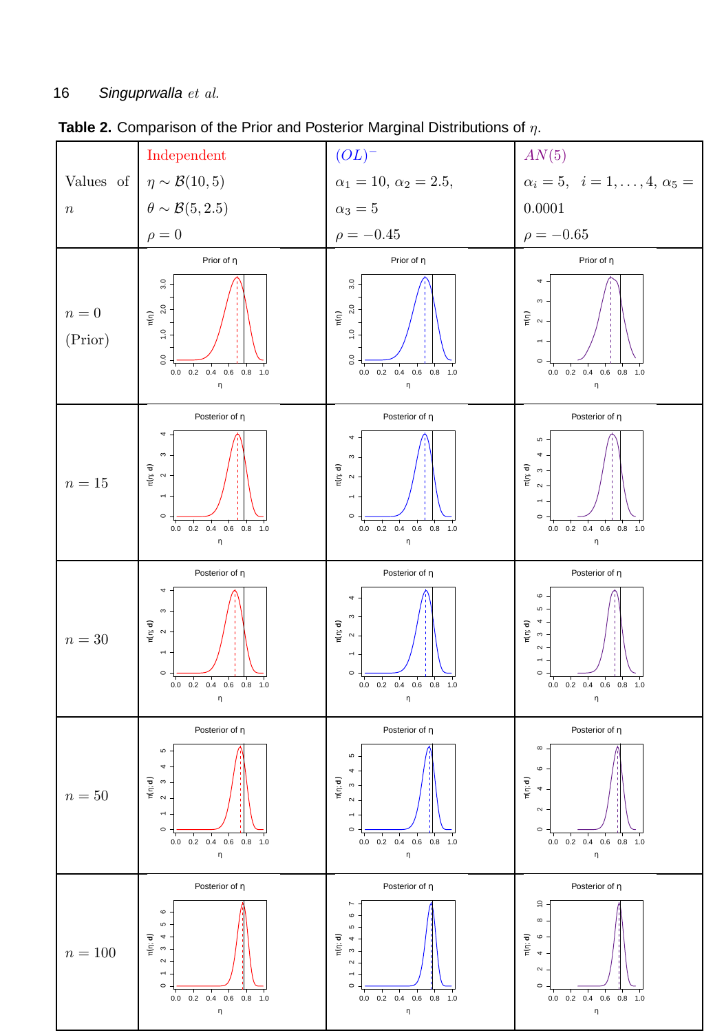**Table 2.** Comparison of the Prior and Posterior Marginal Distributions of $\eta$.

| Values of $n$ | Independent $\eta \sim \mathcal{B}(10,5)$ $\theta \sim \mathcal{B}(5,2.5)$ $\rho = 0$ | $(OL)^-$ $\alpha_1 = 10$, $\alpha_2 = 2.5$, $\alpha_3 = 5$ $\rho = -0.45$ | $AN(5)$ $\alpha_i = 5, \;\; i = 1,\ldots,4$, $\alpha_5 = 0.0001$ $\rho = -0.65$ |
|---|---|---|---|
| $n = 0$ (Prior) | Prior of η | Prior of η | Prior of η |
| $n = 15$ | Posterior of η | Posterior of η | Posterior of η |
| $n = 30$ | Posterior of η | Posterior of η | Posterior of η |
| $n = 50$ | Posterior of η | Posterior of η | Posterior of η |
| $n = 100$ | Posterior of η | Posterior of η | Posterior of η |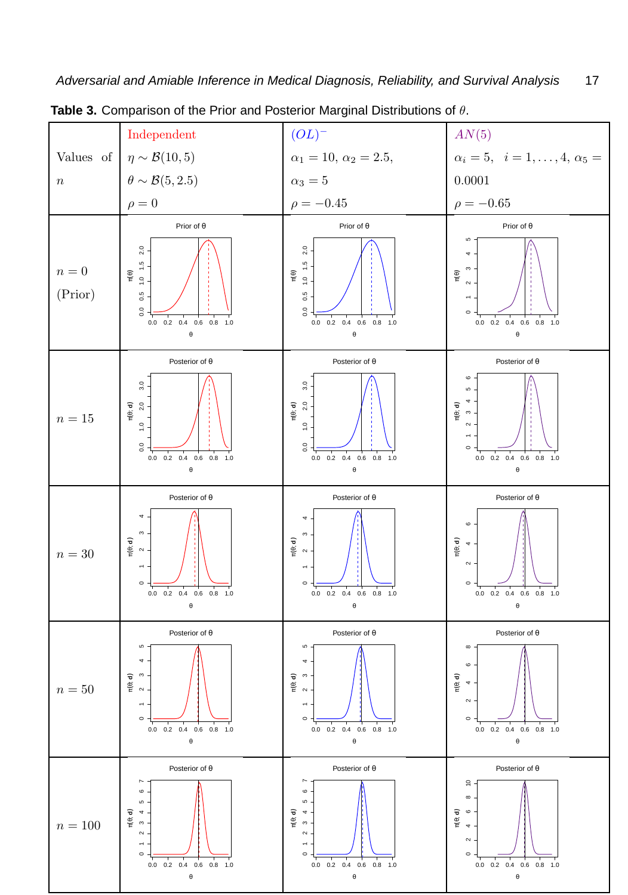**Table 3.** Comparison of the Prior and Posterior Marginal Distributions of $\theta$.

| Values of $n$ | Independent $\eta \sim \mathcal{B}(10, 5)$ $\theta \sim \mathcal{B}(5, 2.5)$ $\rho = 0$ | $(OL)^-$ $\alpha_1 = 10$, $\alpha_2 = 2.5$, $\alpha_3 = 5$ $\rho = -0.45$ | $AN(5)$ $\alpha_i = 5$, $i = 1, \ldots, 4$, $\alpha_5 = 0.0001$ $\rho = -0.65$ |
|---|---|---|---|
| $n = 0$ (Prior) | Prior of θ | Prior of θ | Prior of θ |
| $n = 15$ | Posterior of θ | Posterior of θ | Posterior of θ |
| $n = 30$ | Posterior of θ | Posterior of θ | Posterior of θ |
| $n = 50$ | Posterior of θ | Posterior of θ | Posterior of θ |
| $n = 100$ | Posterior of θ | Posterior of θ | Posterior of θ |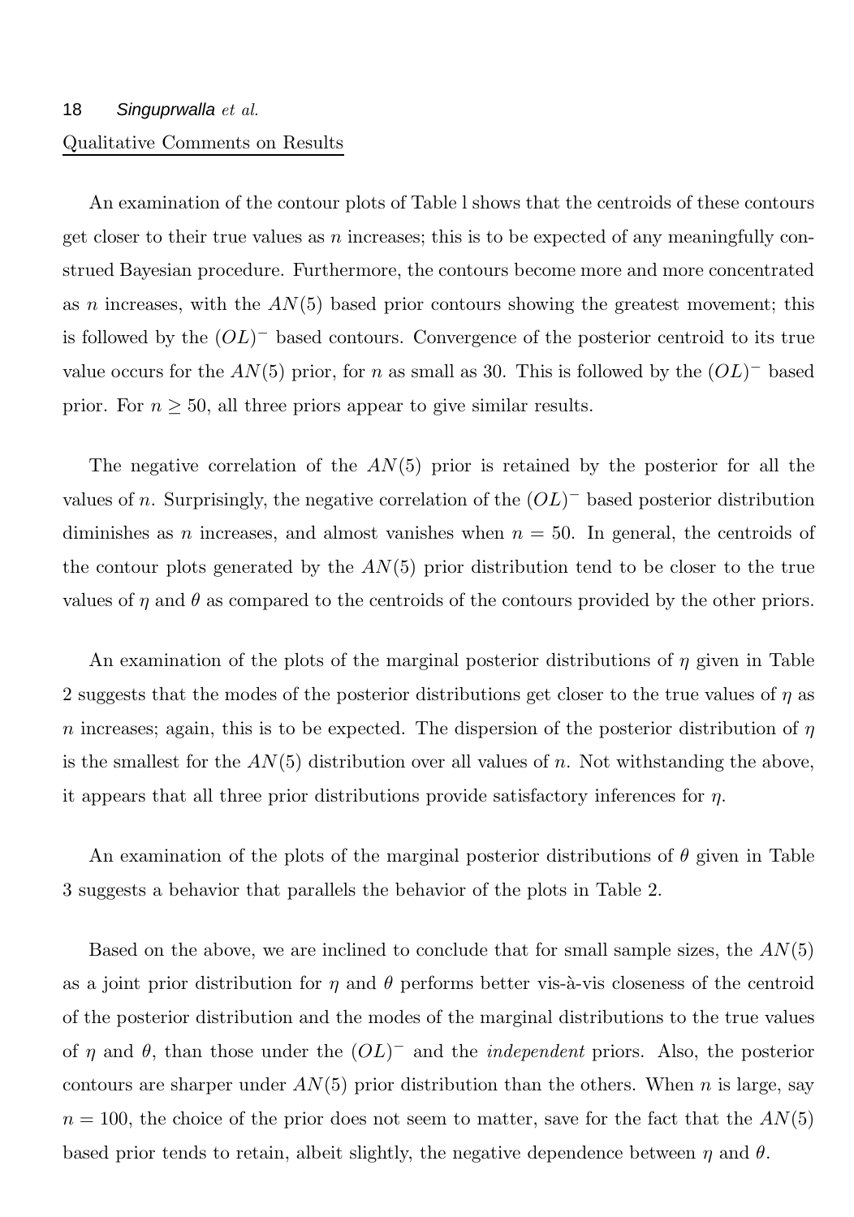Qualitative Comments on Results

An examination of the contour plots of Table l shows that the centroids of these contours get closer to their true values as $n$ increases; this is to be expected of any meaningfully construed Bayesian procedure. Furthermore, the contours become more and more concentrated as $n$ increases, with the $AN(5)$ based prior contours showing the greatest movement; this is followed by the $(OL)^-$ based contours. Convergence of the posterior centroid to its true value occurs for the $AN(5)$ prior, for $n$ as small as 30. This is followed by the $(OL)^-$ based prior. For $n \geq 50$, all three priors appear to give similar results.

The negative correlation of the $AN(5)$ prior is retained by the posterior for all the values of $n$. Surprisingly, the negative correlation of the $(OL)^-$ based posterior distribution diminishes as $n$ increases, and almost vanishes when $n = 50$. In general, the centroids of the contour plots generated by the $AN(5)$ prior distribution tend to be closer to the true values of $\eta$ and $\theta$ as compared to the centroids of the contours provided by the other priors.

An examination of the plots of the marginal posterior distributions of $\eta$ given in Table 2 suggests that the modes of the posterior distributions get closer to the true values of $\eta$ as $n$ increases; again, this is to be expected. The dispersion of the posterior distribution of $\eta$ is the smallest for the $AN(5)$ distribution over all values of $n$. Not withstanding the above, it appears that all three prior distributions provide satisfactory inferences for $\eta$.

An examination of the plots of the marginal posterior distributions of $\theta$ given in Table 3 suggests a behavior that parallels the behavior of the plots in Table 2.

Based on the above, we are inclined to conclude that for small sample sizes, the $AN(5)$ as a joint prior distribution for $\eta$ and $\theta$ performs better vis-à-vis closeness of the centroid of the posterior distribution and the modes of the marginal distributions to the true values of $\eta$ and $\theta$, than those under the $(OL)^-$ and the *independent* priors. Also, the posterior contours are sharper under $AN(5)$ prior distribution than the others. When $n$ is large, say $n = 100$, the choice of the prior does not seem to matter, save for the fact that the $AN(5)$ based prior tends to retain, albeit slightly, the negative dependence between $\eta$ and $\theta$.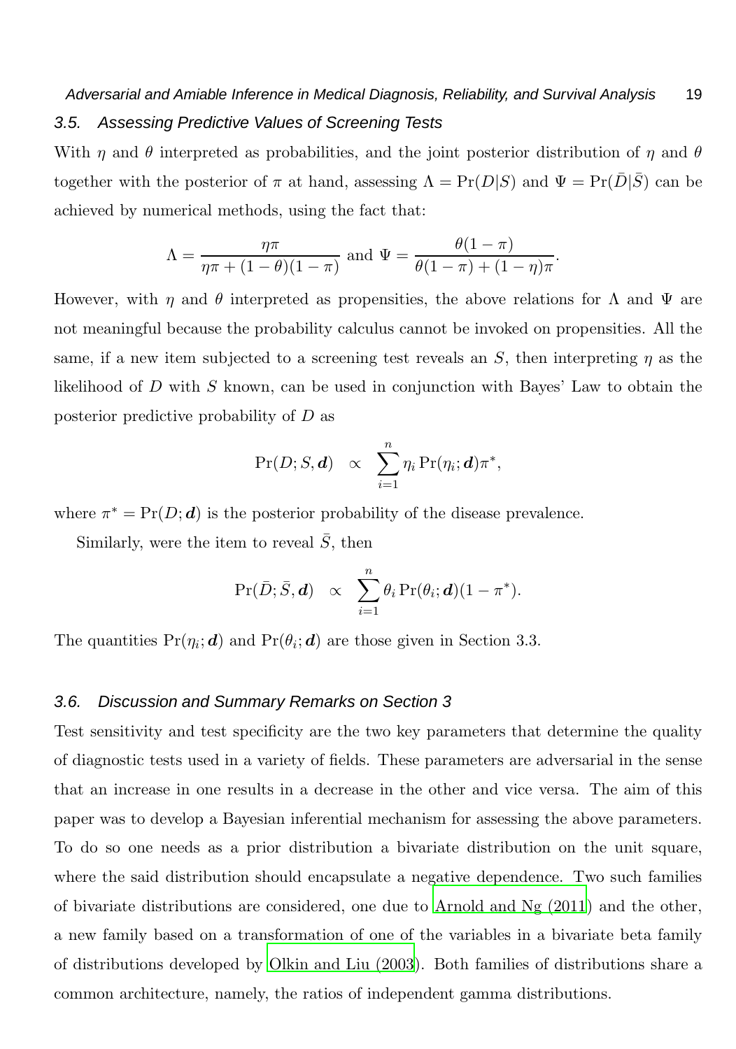### 3.5. Assessing Predictive Values of Screening Tests

With $\eta$ and $\theta$ interpreted as probabilities, and the joint posterior distribution of $\eta$ and $\theta$ together with the posterior of $\pi$ at hand, assessing $\Lambda = \Pr(D|S)$ and $\Psi = \Pr(\bar{D}|\bar{S})$ can be achieved by numerical methods, using the fact that:

$$\Lambda = \frac{\eta\pi}{\eta\pi + (1-\theta)(1-\pi)} \text{ and } \Psi = \frac{\theta(1-\pi)}{\theta(1-\pi) + (1-\eta)\pi}.$$

However, with $\eta$ and $\theta$ interpreted as propensities, the above relations for $\Lambda$ and $\Psi$ are not meaningful because the probability calculus cannot be invoked on propensities. All the same, if a new item subjected to a screening test reveals an $S$, then interpreting $\eta$ as the likelihood of $D$ with $S$ known, can be used in conjunction with Bayes' Law to obtain the posterior predictive probability of $D$ as

$$\Pr(D; S, \boldsymbol{d}) \quad \propto \quad \sum_{i=1}^{n} \eta_i \Pr(\eta_i; \boldsymbol{d})\pi^*,$$

where $\pi^* = \Pr(D; \boldsymbol{d})$ is the posterior probability of the disease prevalence.

Similarly, were the item to reveal $\bar{S}$, then

$$\Pr(\bar{D}; \bar{S}, \boldsymbol{d}) \quad \propto \quad \sum_{i=1}^{n} \theta_i \Pr(\theta_i; \boldsymbol{d})(1-\pi^*).$$

The quantities $\Pr(\eta_i; \boldsymbol{d})$ and $\Pr(\theta_i; \boldsymbol{d})$ are those given in Section 3.3.

### 3.6. Discussion and Summary Remarks on Section 3

Test sensitivity and test specificity are the two key parameters that determine the quality of diagnostic tests used in a variety of fields. These parameters are adversarial in the sense that an increase in one results in a decrease in the other and vice versa. The aim of this paper was to develop a Bayesian inferential mechanism for assessing the above parameters. To do so one needs as a prior distribution a bivariate distribution on the unit square, where the said distribution should encapsulate a negative dependence. Two such families of bivariate distributions are considered, one due to Arnold and Ng (2011) and the other, a new family based on a transformation of one of the variables in a bivariate beta family of distributions developed by Olkin and Liu (2003). Both families of distributions share a common architecture, namely, the ratios of independent gamma distributions.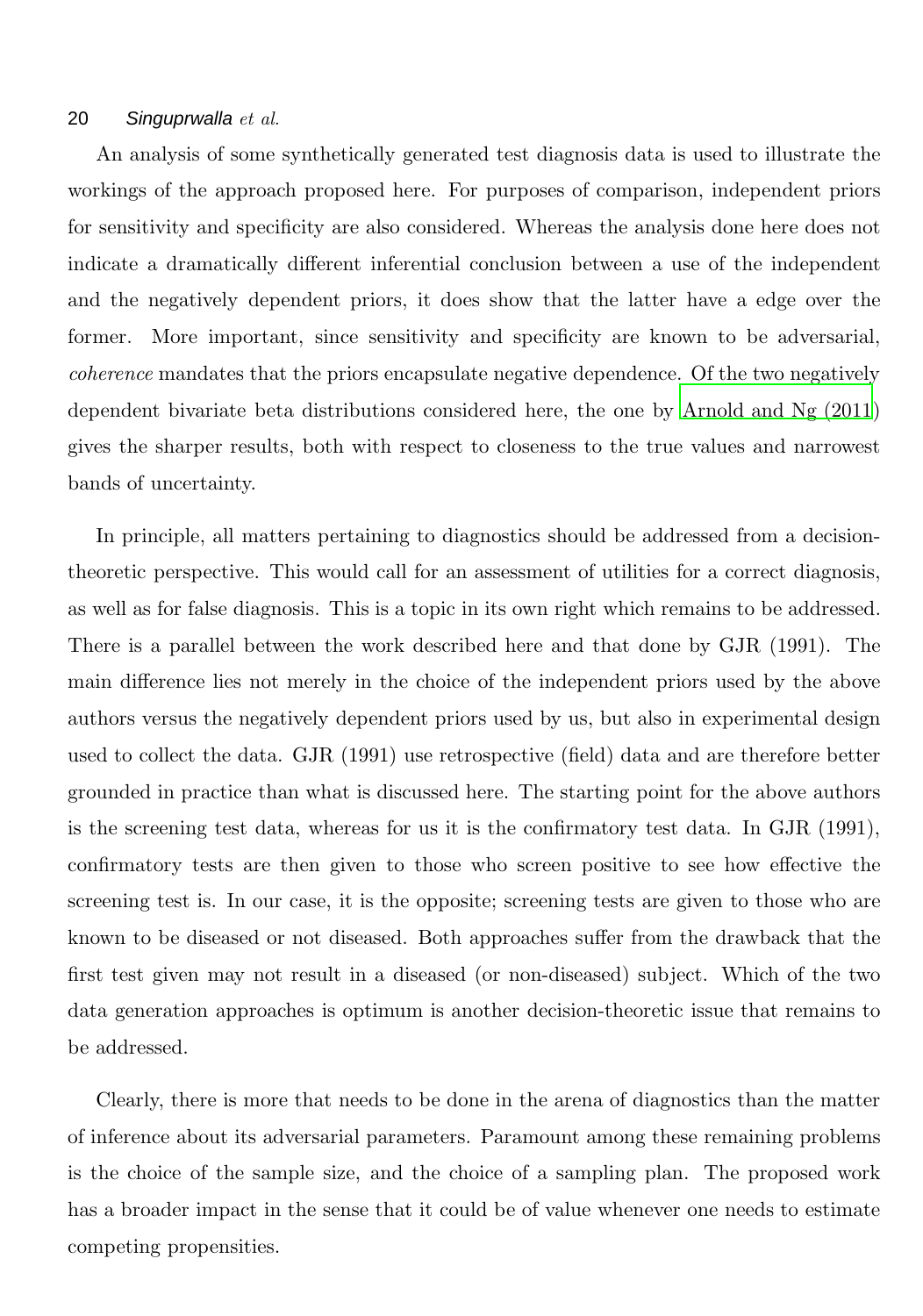An analysis of some synthetically generated test diagnosis data is used to illustrate the workings of the approach proposed here. For purposes of comparison, independent priors for sensitivity and specificity are also considered. Whereas the analysis done here does not indicate a dramatically different inferential conclusion between a use of the independent and the negatively dependent priors, it does show that the latter have a edge over the former. More important, since sensitivity and specificity are known to be adversarial, *coherence* mandates that the priors encapsulate negative dependence. Of the two negatively dependent bivariate beta distributions considered here, the one by Arnold and Ng (2011) gives the sharper results, both with respect to closeness to the true values and narrowest bands of uncertainty.

In principle, all matters pertaining to diagnostics should be addressed from a decision-theoretic perspective. This would call for an assessment of utilities for a correct diagnosis, as well as for false diagnosis. This is a topic in its own right which remains to be addressed. There is a parallel between the work described here and that done by GJR (1991). The main difference lies not merely in the choice of the independent priors used by the above authors versus the negatively dependent priors used by us, but also in experimental design used to collect the data. GJR (1991) use retrospective (field) data and are therefore better grounded in practice than what is discussed here. The starting point for the above authors is the screening test data, whereas for us it is the confirmatory test data. In GJR (1991), confirmatory tests are then given to those who screen positive to see how effective the screening test is. In our case, it is the opposite; screening tests are given to those who are known to be diseased or not diseased. Both approaches suffer from the drawback that the first test given may not result in a diseased (or non-diseased) subject. Which of the two data generation approaches is optimum is another decision-theoretic issue that remains to be addressed.

Clearly, there is more that needs to be done in the arena of diagnostics than the matter of inference about its adversarial parameters. Paramount among these remaining problems is the choice of the sample size, and the choice of a sampling plan. The proposed work has a broader impact in the sense that it could be of value whenever one needs to estimate competing propensities.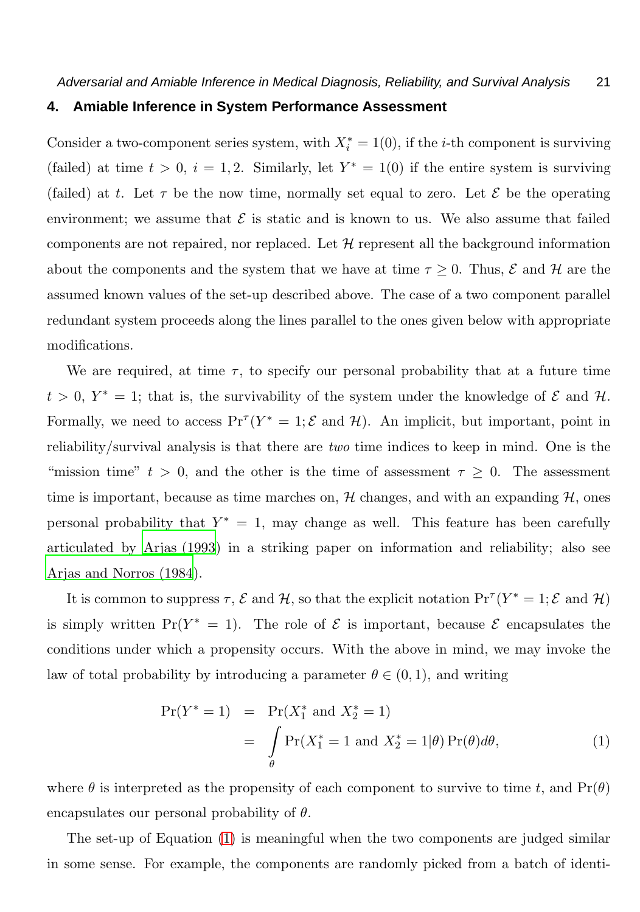## 4. Amiable Inference in System Performance Assessment

Consider a two-component series system, with $X_i^* = 1(0)$, if the $i$-th component is surviving (failed) at time $t > 0$, $i = 1, 2$. Similarly, let $Y^* = 1(0)$ if the entire system is surviving (failed) at $t$. Let $\tau$ be the now time, normally set equal to zero. Let $\mathcal{E}$ be the operating environment; we assume that $\mathcal{E}$ is static and is known to us. We also assume that failed components are not repaired, nor replaced. Let $\mathcal{H}$ represent all the background information about the components and the system that we have at time $\tau \geq 0$. Thus, $\mathcal{E}$ and $\mathcal{H}$ are the assumed known values of the set-up described above. The case of a two component parallel redundant system proceeds along the lines parallel to the ones given below with appropriate modifications.

We are required, at time $\tau$, to specify our personal probability that at a future time $t > 0$, $Y^* = 1$; that is, the survivability of the system under the knowledge of $\mathcal{E}$ and $\mathcal{H}$. Formally, we need to access $\Pr^{\tau}(Y^* = 1; \mathcal{E} \text{ and } \mathcal{H})$. An implicit, but important, point in reliability/survival analysis is that there are *two* time indices to keep in mind. One is the "mission time" $t > 0$, and the other is the time of assessment $\tau \geq 0$. The assessment time is important, because as time marches on, $\mathcal{H}$ changes, and with an expanding $\mathcal{H}$, ones personal probability that $Y^* = 1$, may change as well. This feature has been carefully articulated by Arjas (1993) in a striking paper on information and reliability; also see Arjas and Norros (1984).

It is common to suppress $\tau$, $\mathcal{E}$ and $\mathcal{H}$, so that the explicit notation $\Pr^{\tau}(Y^* = 1; \mathcal{E} \text{ and } \mathcal{H})$ is simply written $\Pr(Y^* = 1)$. The role of $\mathcal{E}$ is important, because $\mathcal{E}$ encapsulates the conditions under which a propensity occurs. With the above in mind, we may invoke the law of total probability by introducing a parameter $\theta \in (0, 1)$, and writing

$$
\begin{aligned}
\Pr(Y^* = 1) &= \Pr(X_1^* \text{ and } X_2^* = 1) \\
&= \int_{\theta} \Pr(X_1^* = 1 \text{ and } X_2^* = 1 | \theta) \Pr(\theta) d\theta,
\end{aligned}
\tag{1}
$$

where $\theta$ is interpreted as the propensity of each component to survive to time $t$, and $\Pr(\theta)$ encapsulates our personal probability of $\theta$.

The set-up of Equation (1) is meaningful when the two components are judged similar in some sense. For example, the components are randomly picked from a batch of identi-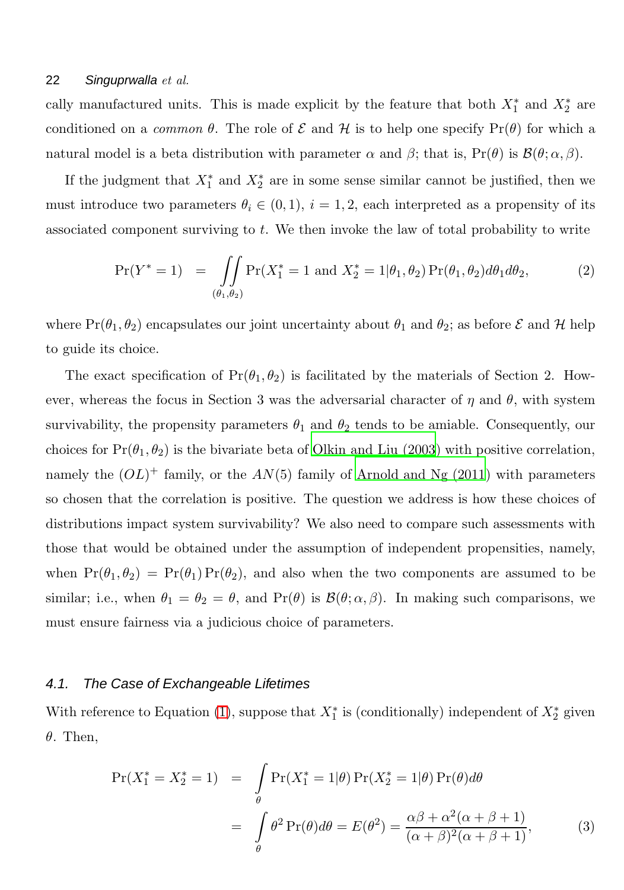cally manufactured units. This is made explicit by the feature that both $X_1^*$ and $X_2^*$ are conditioned on a *common* $\theta$. The role of $\mathcal{E}$ and $\mathcal{H}$ is to help one specify $\Pr(\theta)$ for which a natural model is a beta distribution with parameter $\alpha$ and $\beta$; that is, $\Pr(\theta)$ is $\mathcal{B}(\theta; \alpha, \beta)$.

If the judgment that $X_1^*$ and $X_2^*$ are in some sense similar cannot be justified, then we must introduce two parameters $\theta_i \in (0, 1)$, $i = 1, 2$, each interpreted as a propensity of its associated component surviving to $t$. We then invoke the law of total probability to write

$$\Pr(Y^* = 1) = \iint\limits_{(\theta_1,\theta_2)} \Pr(X_1^* = 1 \text{ and } X_2^* = 1 | \theta_1, \theta_2) \Pr(\theta_1, \theta_2) d\theta_1 d\theta_2, \tag{2}$$

where $\Pr(\theta_1, \theta_2)$ encapsulates our joint uncertainty about $\theta_1$ and $\theta_2$; as before $\mathcal{E}$ and $\mathcal{H}$ help to guide its choice.

The exact specification of $\Pr(\theta_1, \theta_2)$ is facilitated by the materials of Section 2. However, whereas the focus in Section 3 was the adversarial character of $\eta$ and $\theta$, with system survivability, the propensity parameters $\theta_1$ and $\theta_2$ tends to be amiable. Consequently, our choices for $\Pr(\theta_1, \theta_2)$ is the bivariate beta of Olkin and Liu (2003) with positive correlation, namely the $(OL)^+$ family, or the $AN(5)$ family of Arnold and Ng (2011) with parameters so chosen that the correlation is positive. The question we address is how these choices of distributions impact system survivability? We also need to compare such assessments with those that would be obtained under the assumption of independent propensities, namely, when $\Pr(\theta_1, \theta_2) = \Pr(\theta_1) \Pr(\theta_2)$, and also when the two components are assumed to be similar; i.e., when $\theta_1 = \theta_2 = \theta$, and $\Pr(\theta)$ is $\mathcal{B}(\theta; \alpha, \beta)$. In making such comparisons, we must ensure fairness via a judicious choice of parameters.

### 4.1. The Case of Exchangeable Lifetimes

With reference to Equation (1), suppose that $X_1^*$ is (conditionally) independent of $X_2^*$ given $\theta$. Then,

$$\begin{aligned}
\Pr(X_1^* = X_2^* = 1) &= \int\limits_{\theta} \Pr(X_1^* = 1|\theta) \Pr(X_2^* = 1|\theta) \Pr(\theta) d\theta \\
&= \int\limits_{\theta} \theta^2 \Pr(\theta) d\theta = E(\theta^2) = \frac{\alpha\beta + \alpha^2(\alpha + \beta + 1)}{(\alpha + \beta)^2(\alpha + \beta + 1)},
\end{aligned} \tag{3}$$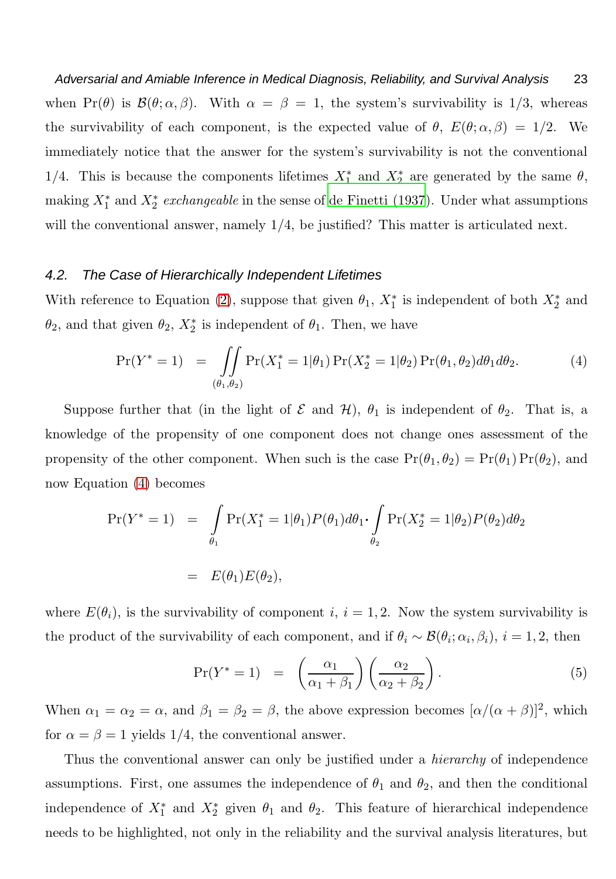when $\Pr(\theta)$ is $\mathcal{B}(\theta;\alpha,\beta)$. With $\alpha = \beta = 1$, the system's survivability is 1/3, whereas the survivability of each component, is the expected value of $\theta$, $E(\theta;\alpha,\beta) = 1/2$. We immediately notice that the answer for the system's survivability is not the conventional 1/4. This is because the components lifetimes $X_1^*$ and $X_2^*$ are generated by the same $\theta$, making $X_1^*$ and $X_2^*$ *exchangeable* in the sense of de Finetti (1937). Under what assumptions will the conventional answer, namely 1/4, be justified? This matter is articulated next.

### 4.2. The Case of Hierarchically Independent Lifetimes

With reference to Equation (2), suppose that given $\theta_1$, $X_1^*$ is independent of both $X_2^*$ and $\theta_2$, and that given $\theta_2$, $X_2^*$ is independent of $\theta_1$. Then, we have

$$\Pr(Y^* = 1) \;=\; \iint\limits_{(\theta_1,\theta_2)} \Pr(X_1^* = 1|\theta_1)\Pr(X_2^* = 1|\theta_2)\Pr(\theta_1,\theta_2)d\theta_1 d\theta_2. \tag{4}$$

Suppose further that (in the light of $\mathcal{E}$ and $\mathcal{H}$), $\theta_1$ is independent of $\theta_2$. That is, a knowledge of the propensity of one component does not change ones assessment of the propensity of the other component. When such is the case $\Pr(\theta_1,\theta_2) = \Pr(\theta_1)\Pr(\theta_2)$, and now Equation (4) becomes

$$\begin{aligned}
\Pr(Y^* = 1) \;&=\; \int\limits_{\theta_1} \Pr(X_1^* = 1|\theta_1)P(\theta_1)d\theta_1 \cdot \int\limits_{\theta_2} \Pr(X_2^* = 1|\theta_2)P(\theta_2)d\theta_2 \\
&=\; E(\theta_1)E(\theta_2),
\end{aligned}$$

where $E(\theta_i)$, is the survivability of component $i$, $i = 1, 2$. Now the system survivability is the product of the survivability of each component, and if $\theta_i \sim \mathcal{B}(\theta_i;\alpha_i,\beta_i)$, $i = 1, 2$, then

$$\Pr(Y^* = 1) \;=\; \left(\frac{\alpha_1}{\alpha_1+\beta_1}\right)\left(\frac{\alpha_2}{\alpha_2+\beta_2}\right). \tag{5}$$

When $\alpha_1 = \alpha_2 = \alpha$, and $\beta_1 = \beta_2 = \beta$, the above expression becomes $[\alpha/(\alpha+\beta)]^2$, which for $\alpha = \beta = 1$ yields 1/4, the conventional answer.

Thus the conventional answer can only be justified under a *hierarchy* of independence assumptions. First, one assumes the independence of $\theta_1$ and $\theta_2$, and then the conditional independence of $X_1^*$ and $X_2^*$ given $\theta_1$ and $\theta_2$. This feature of hierarchical independence needs to be highlighted, not only in the reliability and the survival analysis literatures, but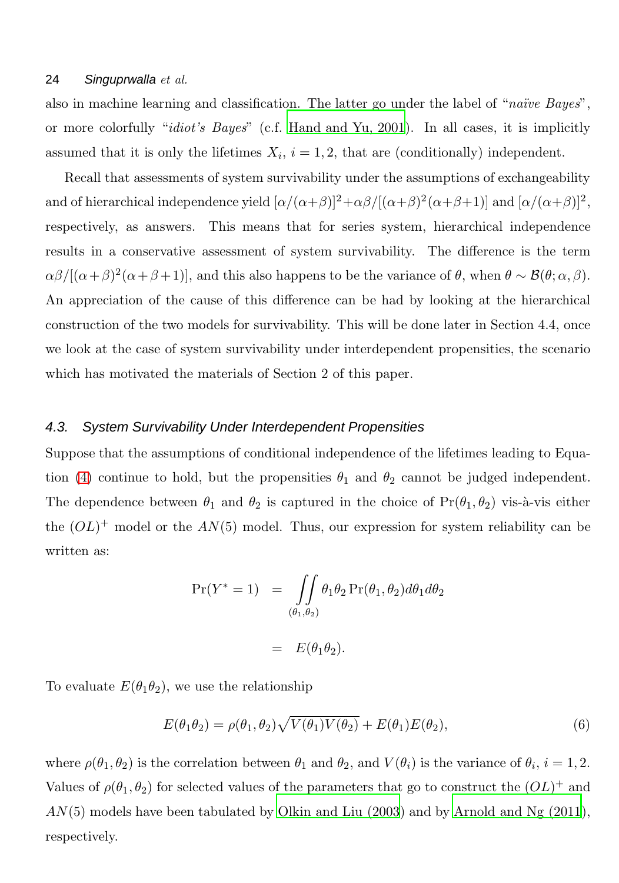also in machine learning and classification. The latter go under the label of "*naïve Bayes*", or more colorfully "*idiot's Bayes*" (c.f. Hand and Yu, 2001). In all cases, it is implicitly assumed that it is only the lifetimes $X_i$, $i = 1, 2$, that are (conditionally) independent.

Recall that assessments of system survivability under the assumptions of exchangeability and of hierarchical independence yield $[\alpha/(\alpha+\beta)]^2 + \alpha\beta/[(\alpha+\beta)^2(\alpha+\beta+1)]$ and $[\alpha/(\alpha+\beta)]^2$, respectively, as answers. This means that for series system, hierarchical independence results in a conservative assessment of system survivability. The difference is the term $\alpha\beta/[(\alpha+\beta)^2(\alpha+\beta+1)]$, and this also happens to be the variance of $\theta$, when $\theta \sim \mathcal{B}(\theta; \alpha, \beta)$. An appreciation of the cause of this difference can be had by looking at the hierarchical construction of the two models for survivability. This will be done later in Section 4.4, once we look at the case of system survivability under interdependent propensities, the scenario which has motivated the materials of Section 2 of this paper.

### 4.3. System Survivability Under Interdependent Propensities

Suppose that the assumptions of conditional independence of the lifetimes leading to Equation (4) continue to hold, but the propensities $\theta_1$ and $\theta_2$ cannot be judged independent. The dependence between $\theta_1$ and $\theta_2$ is captured in the choice of $\Pr(\theta_1, \theta_2)$ vis-à-vis either the $(OL)^+$ model or the $AN(5)$ model. Thus, our expression for system reliability can be written as:

$$
\begin{aligned}
\Pr(Y^* = 1) &= \iint\limits_{(\theta_1,\theta_2)} \theta_1 \theta_2 \Pr(\theta_1, \theta_2) d\theta_1 d\theta_2 \\
&= E(\theta_1 \theta_2).
\end{aligned}
$$

To evaluate $E(\theta_1 \theta_2)$, we use the relationship

$$
E(\theta_1 \theta_2) = \rho(\theta_1, \theta_2)\sqrt{V(\theta_1)V(\theta_2)} + E(\theta_1)E(\theta_2), \tag{6}
$$

where $\rho(\theta_1, \theta_2)$ is the correlation between $\theta_1$ and $\theta_2$, and $V(\theta_i)$ is the variance of $\theta_i$, $i = 1, 2$. Values of $\rho(\theta_1, \theta_2)$ for selected values of the parameters that go to construct the $(OL)^+$ and $AN(5)$ models have been tabulated by Olkin and Liu (2003) and by Arnold and Ng (2011), respectively.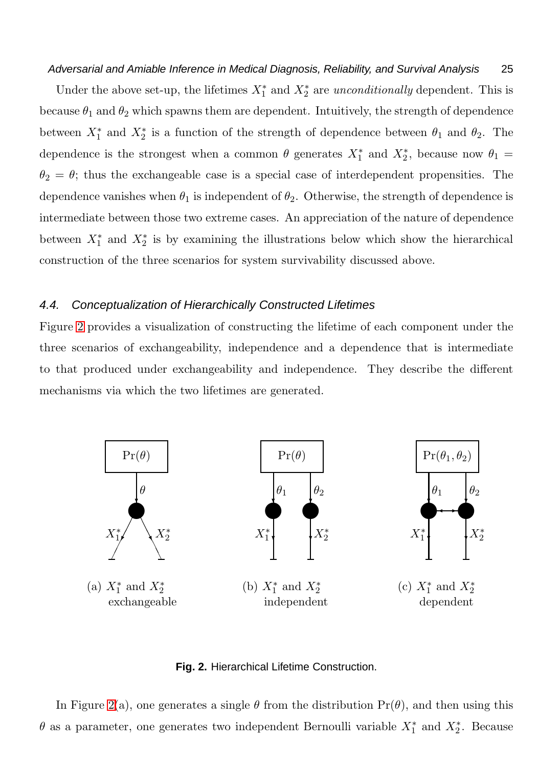Under the above set-up, the lifetimes $X_1^*$ and $X_2^*$ are *unconditionally* dependent. This is because $\theta_1$ and $\theta_2$ which spawns them are dependent. Intuitively, the strength of dependence between $X_1^*$ and $X_2^*$ is a function of the strength of dependence between $\theta_1$ and $\theta_2$. The dependence is the strongest when a common $\theta$ generates $X_1^*$ and $X_2^*$, because now $\theta_1 = \theta_2 = \theta$; thus the exchangeable case is a special case of interdependent propensities. The dependence vanishes when $\theta_1$ is independent of $\theta_2$. Otherwise, the strength of dependence is intermediate between those two extreme cases. An appreciation of the nature of dependence between $X_1^*$ and $X_2^*$ is by examining the illustrations below which show the hierarchical construction of the three scenarios for system survivability discussed above.

### 4.4. Conceptualization of Hierarchically Constructed Lifetimes

Figure 2 provides a visualization of constructing the lifetime of each component under the three scenarios of exchangeability, independence and a dependence that is intermediate to that produced under exchangeability and independence. They describe the different mechanisms via which the two lifetimes are generated.

(a) $X_1^*$ and $X_2^*$ exchangeable

(b) $X_1^*$ and $X_2^*$ independent

(c) $X_1^*$ and $X_2^*$ dependent

**Fig. 2.** Hierarchical Lifetime Construction.

In Figure 2(a), one generates a single $\theta$ from the distribution $\Pr(\theta)$, and then using this $\theta$ as a parameter, one generates two independent Bernoulli variable $X_1^*$ and $X_2^*$. Because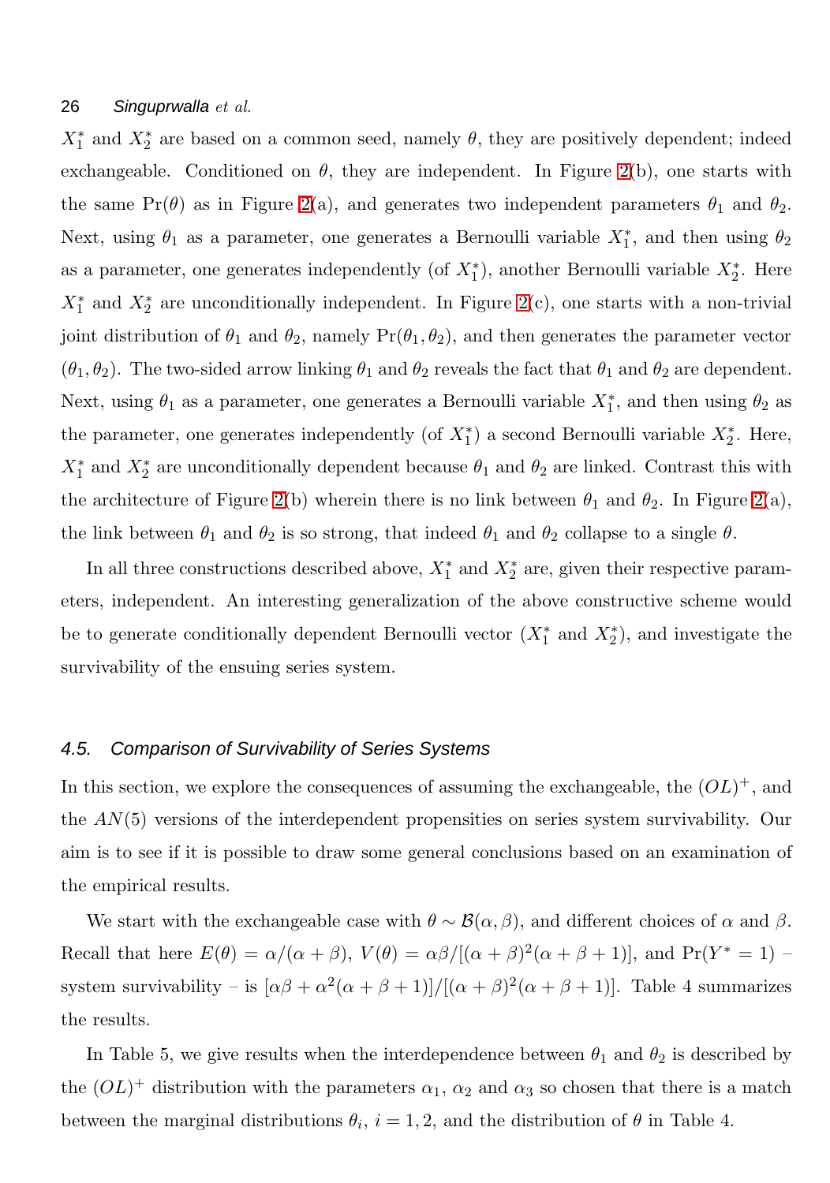$X_1^*$ and $X_2^*$ are based on a common seed, namely $\theta$, they are positively dependent; indeed exchangeable. Conditioned on $\theta$, they are independent. In Figure 2(b), one starts with the same $\Pr(\theta)$ as in Figure 2(a), and generates two independent parameters $\theta_1$ and $\theta_2$. Next, using $\theta_1$ as a parameter, one generates a Bernoulli variable $X_1^*$, and then using $\theta_2$ as a parameter, one generates independently (of $X_1^*$), another Bernoulli variable $X_2^*$. Here $X_1^*$ and $X_2^*$ are unconditionally independent. In Figure 2(c), one starts with a non-trivial joint distribution of $\theta_1$ and $\theta_2$, namely $\Pr(\theta_1, \theta_2)$, and then generates the parameter vector $(\theta_1, \theta_2)$. The two-sided arrow linking $\theta_1$ and $\theta_2$ reveals the fact that $\theta_1$ and $\theta_2$ are dependent. Next, using $\theta_1$ as a parameter, one generates a Bernoulli variable $X_1^*$, and then using $\theta_2$ as the parameter, one generates independently (of $X_1^*$) a second Bernoulli variable $X_2^*$. Here, $X_1^*$ and $X_2^*$ are unconditionally dependent because $\theta_1$ and $\theta_2$ are linked. Contrast this with the architecture of Figure 2(b) wherein there is no link between $\theta_1$ and $\theta_2$. In Figure 2(a), the link between $\theta_1$ and $\theta_2$ is so strong, that indeed $\theta_1$ and $\theta_2$ collapse to a single $\theta$.

In all three constructions described above, $X_1^*$ and $X_2^*$ are, given their respective parameters, independent. An interesting generalization of the above constructive scheme would be to generate conditionally dependent Bernoulli vector ($X_1^*$ and $X_2^*$), and investigate the survivability of the ensuing series system.

### 4.5. Comparison of Survivability of Series Systems

In this section, we explore the consequences of assuming the exchangeable, the $(OL)^+$, and the $AN(5)$ versions of the interdependent propensities on series system survivability. Our aim is to see if it is possible to draw some general conclusions based on an examination of the empirical results.

We start with the exchangeable case with $\theta \sim \mathcal{B}(\alpha, \beta)$, and different choices of $\alpha$ and $\beta$. Recall that here $E(\theta) = \alpha/(\alpha+\beta)$, $V(\theta) = \alpha\beta/[(\alpha+\beta)^2(\alpha+\beta+1)]$, and $\Pr(Y^* = 1)$ – system survivability – is $[\alpha\beta + \alpha^2(\alpha+\beta+1)]/[(\alpha+\beta)^2(\alpha+\beta+1)]$. Table 4 summarizes the results.

In Table 5, we give results when the interdependence between $\theta_1$ and $\theta_2$ is described by the $(OL)^+$ distribution with the parameters $\alpha_1$, $\alpha_2$ and $\alpha_3$ so chosen that there is a match between the marginal distributions $\theta_i$, $i = 1, 2$, and the distribution of $\theta$ in Table 4.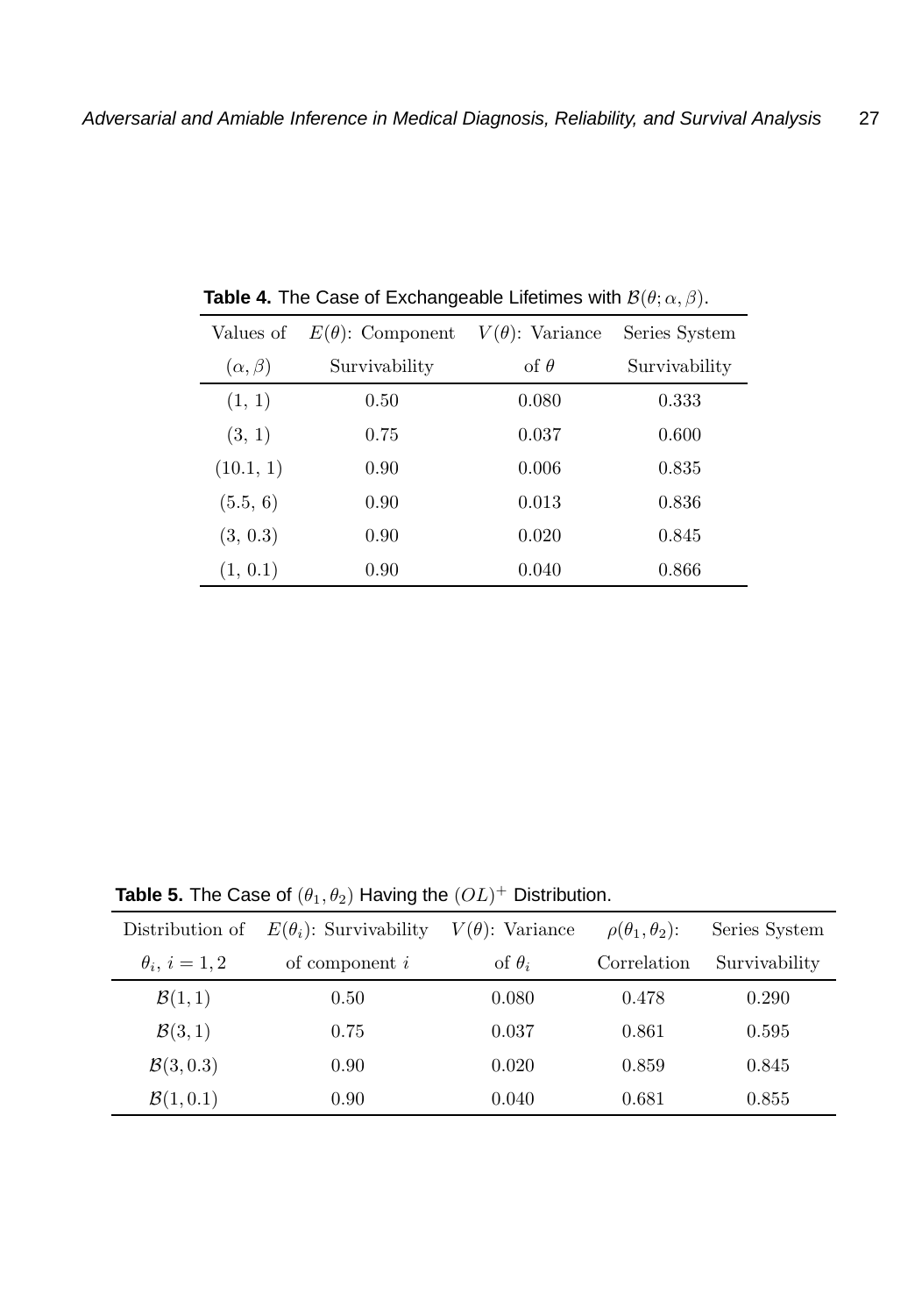**Table 4.** The Case of Exchangeable Lifetimes with $\mathcal{B}(\theta; \alpha, \beta)$.

| Values of $(\alpha, \beta)$ | $E(\theta)$: Component Survivability | $V(\theta)$: Variance of $\theta$ | Series System Survivability |
|---|---|---|---|
| (1, 1) | 0.50 | 0.080 | 0.333 |
| (3, 1) | 0.75 | 0.037 | 0.600 |
| (10.1, 1) | 0.90 | 0.006 | 0.835 |
| (5.5, 6) | 0.90 | 0.013 | 0.836 |
| (3, 0.3) | 0.90 | 0.020 | 0.845 |
| (1, 0.1) | 0.90 | 0.040 | 0.866 |

**Table 5.** The Case of $(\theta_1, \theta_2)$ Having the $(OL)^+$ Distribution.

| Distribution of $\theta_i$, $i = 1, 2$ | $E(\theta_i)$: Survivability of component $i$ | $V(\theta)$: Variance of $\theta_i$ | $\rho(\theta_1, \theta_2)$: Correlation | Series System Survivability |
|---|---|---|---|---|
| $\mathcal{B}(1, 1)$ | 0.50 | 0.080 | 0.478 | 0.290 |
| $\mathcal{B}(3, 1)$ | 0.75 | 0.037 | 0.861 | 0.595 |
| $\mathcal{B}(3, 0.3)$ | 0.90 | 0.020 | 0.859 | 0.845 |
| $\mathcal{B}(1, 0.1)$ | 0.90 | 0.040 | 0.681 | 0.855 |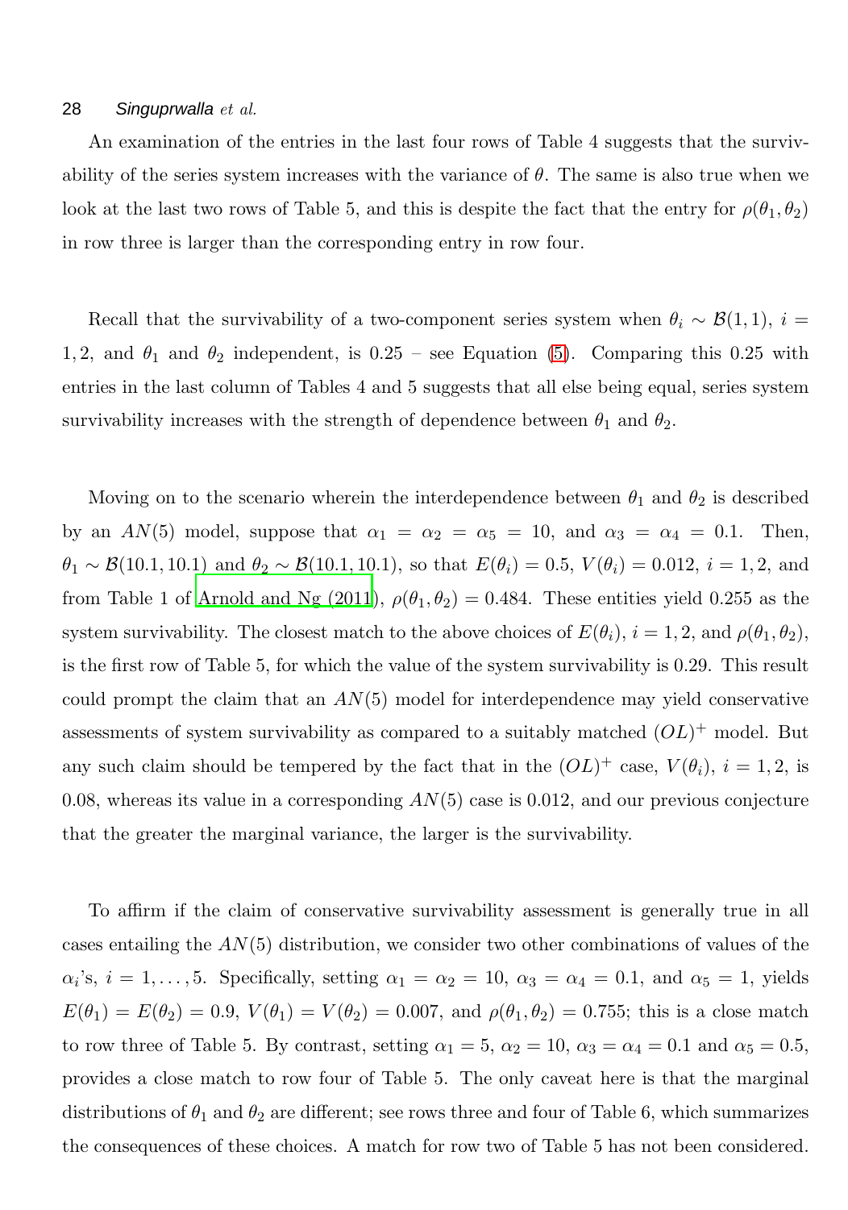An examination of the entries in the last four rows of Table 4 suggests that the survivability of the series system increases with the variance of $\theta$. The same is also true when we look at the last two rows of Table 5, and this is despite the fact that the entry for $\rho(\theta_1, \theta_2)$ in row three is larger than the corresponding entry in row four.

Recall that the survivability of a two-component series system when $\theta_i \sim \mathcal{B}(1, 1)$, $i = 1, 2$, and $\theta_1$ and $\theta_2$ independent, is 0.25 – see Equation (5). Comparing this 0.25 with entries in the last column of Tables 4 and 5 suggests that all else being equal, series system survivability increases with the strength of dependence between $\theta_1$ and $\theta_2$.

Moving on to the scenario wherein the interdependence between $\theta_1$ and $\theta_2$ is described by an $AN(5)$ model, suppose that $\alpha_1 = \alpha_2 = \alpha_5 = 10$, and $\alpha_3 = \alpha_4 = 0.1$. Then, $\theta_1 \sim \mathcal{B}(10.1, 10.1)$ and $\theta_2 \sim \mathcal{B}(10.1, 10.1)$, so that $E(\theta_i) = 0.5$, $V(\theta_i) = 0.012$, $i = 1, 2$, and from Table 1 of Arnold and Ng (2011), $\rho(\theta_1, \theta_2) = 0.484$. These entities yield 0.255 as the system survivability. The closest match to the above choices of $E(\theta_i)$, $i = 1, 2$, and $\rho(\theta_1, \theta_2)$, is the first row of Table 5, for which the value of the system survivability is 0.29. This result could prompt the claim that an $AN(5)$ model for interdependence may yield conservative assessments of system survivability as compared to a suitably matched $(OL)^+$ model. But any such claim should be tempered by the fact that in the $(OL)^+$ case, $V(\theta_i)$, $i = 1, 2$, is 0.08, whereas its value in a corresponding $AN(5)$ case is 0.012, and our previous conjecture that the greater the marginal variance, the larger is the survivability.

To affirm if the claim of conservative survivability assessment is generally true in all cases entailing the $AN(5)$ distribution, we consider two other combinations of values of the $\alpha_i$'s, $i = 1, \ldots, 5$. Specifically, setting $\alpha_1 = \alpha_2 = 10$, $\alpha_3 = \alpha_4 = 0.1$, and $\alpha_5 = 1$, yields $E(\theta_1) = E(\theta_2) = 0.9$, $V(\theta_1) = V(\theta_2) = 0.007$, and $\rho(\theta_1, \theta_2) = 0.755$; this is a close match to row three of Table 5. By contrast, setting $\alpha_1 = 5$, $\alpha_2 = 10$, $\alpha_3 = \alpha_4 = 0.1$ and $\alpha_5 = 0.5$, provides a close match to row four of Table 5. The only caveat here is that the marginal distributions of $\theta_1$ and $\theta_2$ are different; see rows three and four of Table 6, which summarizes the consequences of these choices. A match for row two of Table 5 has not been considered.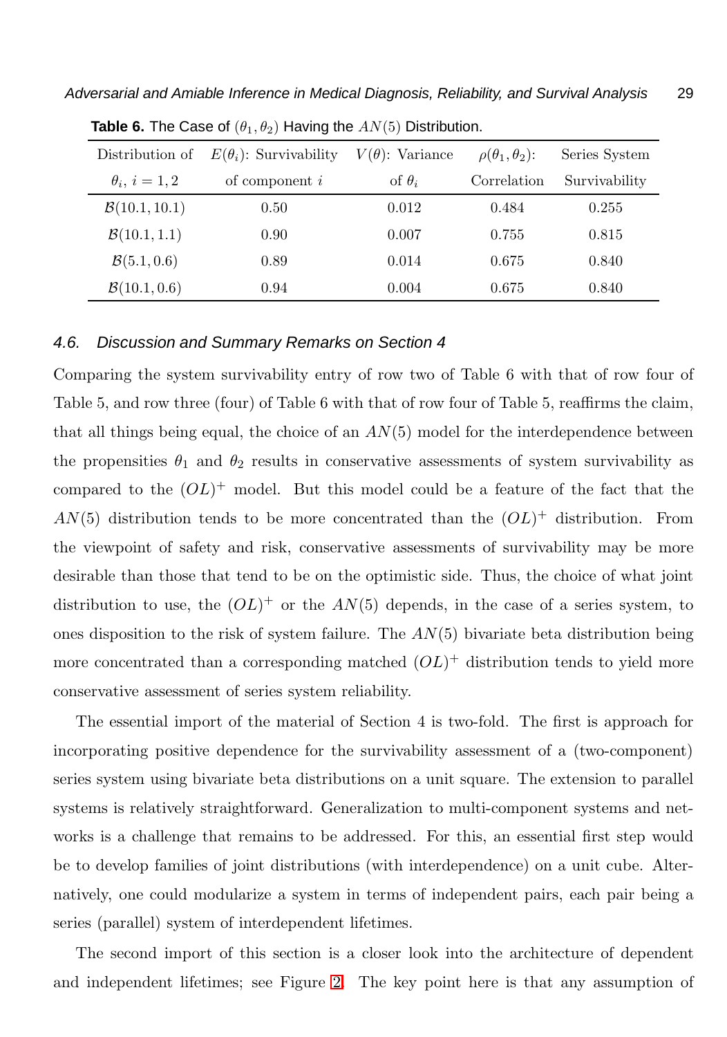**Table 6.** The Case of $(\theta_1, \theta_2)$ Having the $AN(5)$ Distribution.

| Distribution of $\theta_i$, $i = 1, 2$ | $E(\theta_i)$: Survivability of component $i$ | $V(\theta)$: Variance of $\theta_i$ | $\rho(\theta_1, \theta_2)$: Correlation | Series System Survivability |
|---|---|---|---|---|
| $\mathcal{B}(10.1, 10.1)$ | 0.50 | 0.012 | 0.484 | 0.255 |
| $\mathcal{B}(10.1, 1.1)$ | 0.90 | 0.007 | 0.755 | 0.815 |
| $\mathcal{B}(5.1, 0.6)$ | 0.89 | 0.014 | 0.675 | 0.840 |
| $\mathcal{B}(10.1, 0.6)$ | 0.94 | 0.004 | 0.675 | 0.840 |

### 4.6. Discussion and Summary Remarks on Section 4

Comparing the system survivability entry of row two of Table 6 with that of row four of Table 5, and row three (four) of Table 6 with that of row four of Table 5, reaffirms the claim, that all things being equal, the choice of an $AN(5)$ model for the interdependence between the propensities $\theta_1$ and $\theta_2$ results in conservative assessments of system survivability as compared to the $(OL)^+$ model. But this model could be a feature of the fact that the $AN(5)$ distribution tends to be more concentrated than the $(OL)^+$ distribution. From the viewpoint of safety and risk, conservative assessments of survivability may be more desirable than those that tend to be on the optimistic side. Thus, the choice of what joint distribution to use, the $(OL)^+$ or the $AN(5)$ depends, in the case of a series system, to ones disposition to the risk of system failure. The $AN(5)$ bivariate beta distribution being more concentrated than a corresponding matched $(OL)^+$ distribution tends to yield more conservative assessment of series system reliability.

The essential import of the material of Section 4 is two-fold. The first is approach for incorporating positive dependence for the survivability assessment of a (two-component) series system using bivariate beta distributions on a unit square. The extension to parallel systems is relatively straightforward. Generalization to multi-component systems and networks is a challenge that remains to be addressed. For this, an essential first step would be to develop families of joint distributions (with interdependence) on a unit cube. Alternatively, one could modularize a system in terms of independent pairs, each pair being a series (parallel) system of interdependent lifetimes.

The second import of this section is a closer look into the architecture of dependent and independent lifetimes; see Figure 2. The key point here is that any assumption of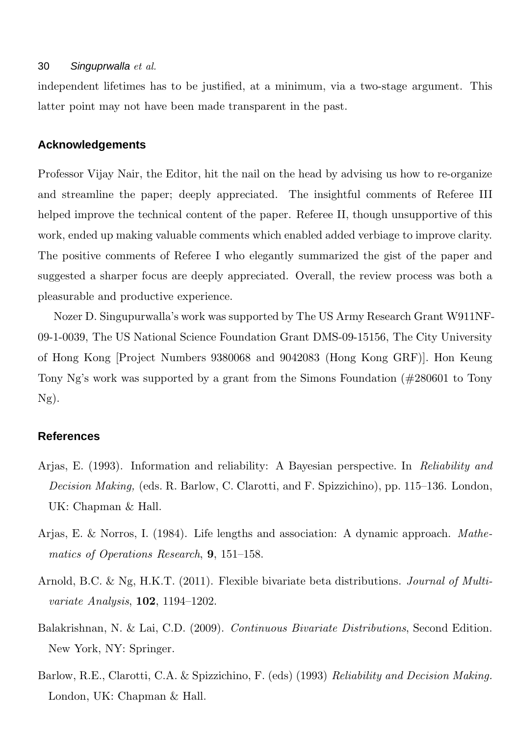independent lifetimes has to be justified, at a minimum, via a two-stage argument. This latter point may not have been made transparent in the past.

## Acknowledgements

Professor Vijay Nair, the Editor, hit the nail on the head by advising us how to re-organize and streamline the paper; deeply appreciated. The insightful comments of Referee III helped improve the technical content of the paper. Referee II, though unsupportive of this work, ended up making valuable comments which enabled added verbiage to improve clarity. The positive comments of Referee I who elegantly summarized the gist of the paper and suggested a sharper focus are deeply appreciated. Overall, the review process was both a pleasurable and productive experience.

Nozer D. Singupurwalla's work was supported by The US Army Research Grant W911NF-09-1-0039, The US National Science Foundation Grant DMS-09-15156, The City University of Hong Kong [Project Numbers 9380068 and 9042083 (Hong Kong GRF)]. Hon Keung Tony Ng's work was supported by a grant from the Simons Foundation (#280601 to Tony Ng).

## References

Arjas, E. (1993). Information and reliability: A Bayesian perspective. In *Reliability and Decision Making,* (eds. R. Barlow, C. Clarotti, and F. Spizzichino), pp. 115–136. London, UK: Chapman & Hall.

Arjas, E. & Norros, I. (1984). Life lengths and association: A dynamic approach. *Mathematics of Operations Research*, **9**, 151–158.

Arnold, B.C. & Ng, H.K.T. (2011). Flexible bivariate beta distributions. *Journal of Multivariate Analysis*, **102**, 1194–1202.

Balakrishnan, N. & Lai, C.D. (2009). *Continuous Bivariate Distributions*, Second Edition. New York, NY: Springer.

Barlow, R.E., Clarotti, C.A. & Spizzichino, F. (eds) (1993) *Reliability and Decision Making.* London, UK: Chapman & Hall.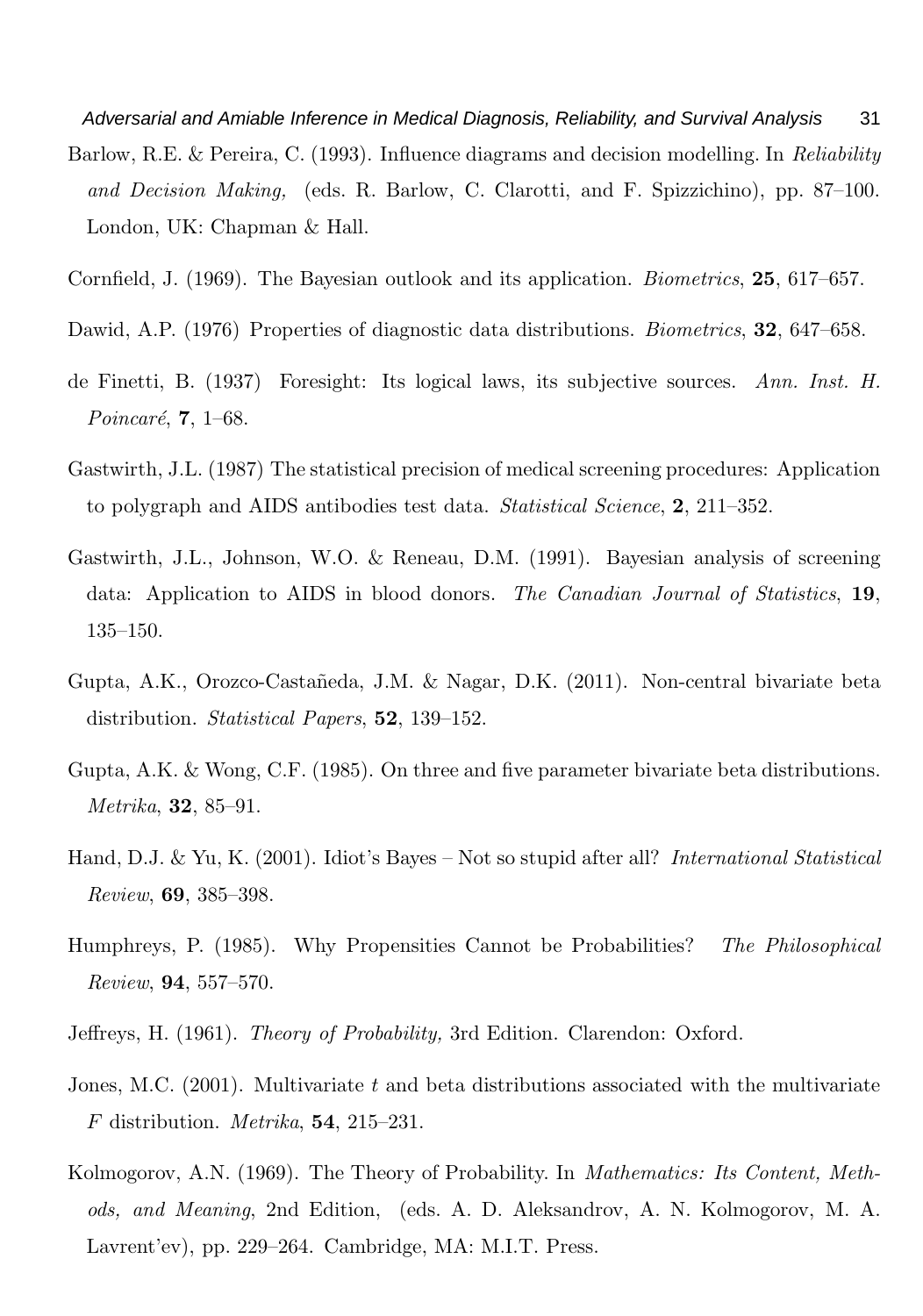Barlow, R.E. & Pereira, C. (1993). Influence diagrams and decision modelling. In *Reliability and Decision Making,* (eds. R. Barlow, C. Clarotti, and F. Spizzichino), pp. 87–100. London, UK: Chapman & Hall.

Cornfield, J. (1969). The Bayesian outlook and its application. *Biometrics*, **25**, 617–657.

Dawid, A.P. (1976) Properties of diagnostic data distributions. *Biometrics*, **32**, 647–658.

de Finetti, B. (1937) Foresight: Its logical laws, its subjective sources. *Ann. Inst. H. Poincaré*, **7**, 1–68.

Gastwirth, J.L. (1987) The statistical precision of medical screening procedures: Application to polygraph and AIDS antibodies test data. *Statistical Science*, **2**, 211–352.

Gastwirth, J.L., Johnson, W.O. & Reneau, D.M. (1991). Bayesian analysis of screening data: Application to AIDS in blood donors. *The Canadian Journal of Statistics*, **19**, 135–150.

Gupta, A.K., Orozco-Castañeda, J.M. & Nagar, D.K. (2011). Non-central bivariate beta distribution. *Statistical Papers*, **52**, 139–152.

Gupta, A.K. & Wong, C.F. (1985). On three and five parameter bivariate beta distributions. *Metrika*, **32**, 85–91.

Hand, D.J. & Yu, K. (2001). Idiot's Bayes – Not so stupid after all? *International Statistical Review*, **69**, 385–398.

Humphreys, P. (1985). Why Propensities Cannot be Probabilities? *The Philosophical Review*, **94**, 557–570.

Jeffreys, H. (1961). *Theory of Probability,* 3rd Edition. Clarendon: Oxford.

Jones, M.C. (2001). Multivariate $t$ and beta distributions associated with the multivariate $F$ distribution. *Metrika*, **54**, 215–231.

Kolmogorov, A.N. (1969). The Theory of Probability. In *Mathematics: Its Content, Methods, and Meaning*, 2nd Edition, (eds. A. D. Aleksandrov, A. N. Kolmogorov, M. A. Lavrent'ev), pp. 229–264. Cambridge, MA: M.I.T. Press.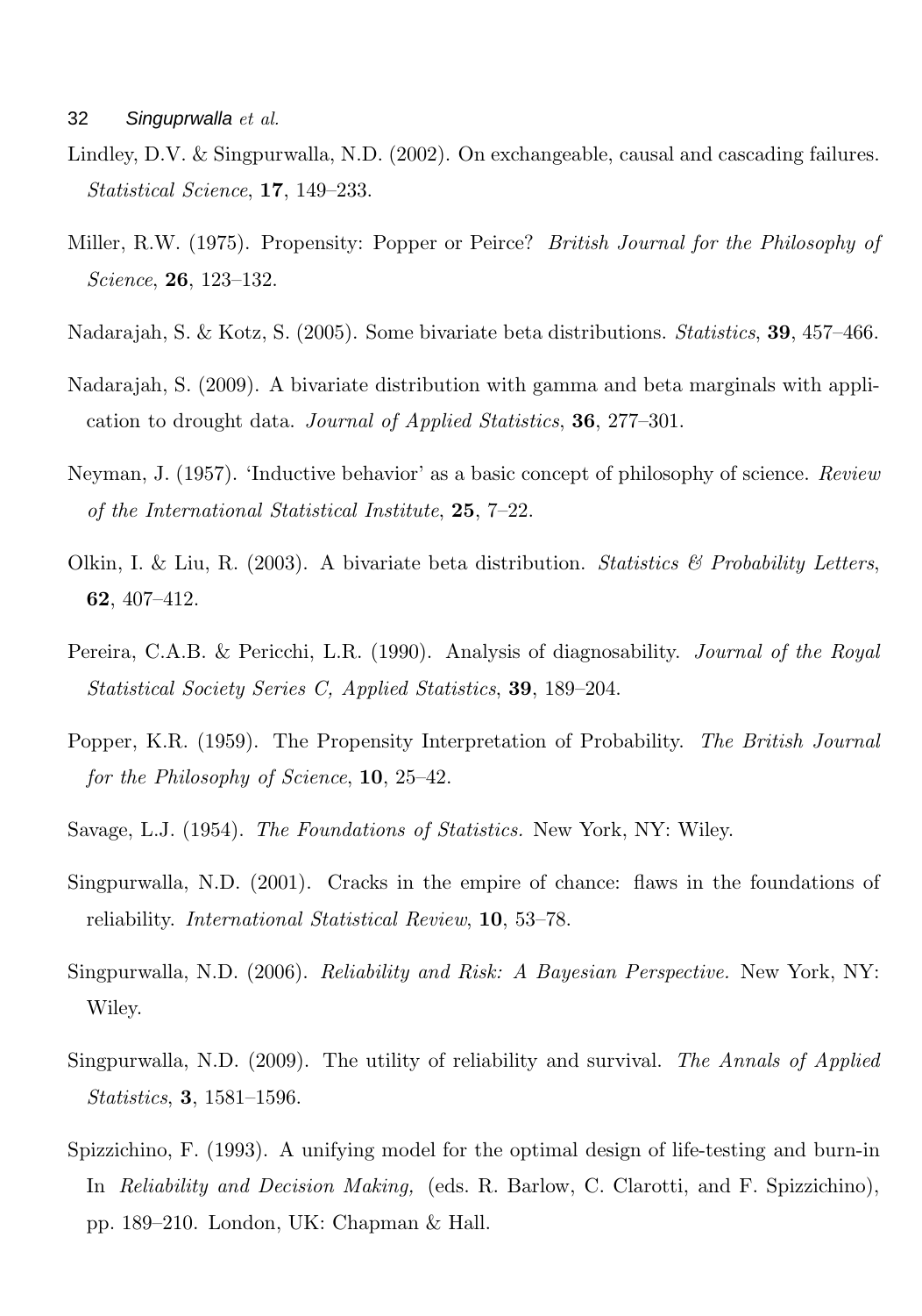Lindley, D.V. & Singpurwalla, N.D. (2002). On exchangeable, causal and cascading failures. *Statistical Science*, **17**, 149–233.

Miller, R.W. (1975). Propensity: Popper or Peirce? *British Journal for the Philosophy of Science*, **26**, 123–132.

Nadarajah, S. & Kotz, S. (2005). Some bivariate beta distributions. *Statistics*, **39**, 457–466.

Nadarajah, S. (2009). A bivariate distribution with gamma and beta marginals with application to drought data. *Journal of Applied Statistics*, **36**, 277–301.

Neyman, J. (1957). 'Inductive behavior' as a basic concept of philosophy of science. *Review of the International Statistical Institute*, **25**, 7–22.

Olkin, I. & Liu, R. (2003). A bivariate beta distribution. *Statistics & Probability Letters*, **62**, 407–412.

Pereira, C.A.B. & Pericchi, L.R. (1990). Analysis of diagnosability. *Journal of the Royal Statistical Society Series C, Applied Statistics*, **39**, 189–204.

Popper, K.R. (1959). The Propensity Interpretation of Probability. *The British Journal for the Philosophy of Science*, **10**, 25–42.

Savage, L.J. (1954). *The Foundations of Statistics.* New York, NY: Wiley.

Singpurwalla, N.D. (2001). Cracks in the empire of chance: flaws in the foundations of reliability. *International Statistical Review*, **10**, 53–78.

Singpurwalla, N.D. (2006). *Reliability and Risk: A Bayesian Perspective.* New York, NY: Wiley.

Singpurwalla, N.D. (2009). The utility of reliability and survival. *The Annals of Applied Statistics*, **3**, 1581–1596.

Spizzichino, F. (1993). A unifying model for the optimal design of life-testing and burn-in In *Reliability and Decision Making,* (eds. R. Barlow, C. Clarotti, and F. Spizzichino), pp. 189–210. London, UK: Chapman & Hall.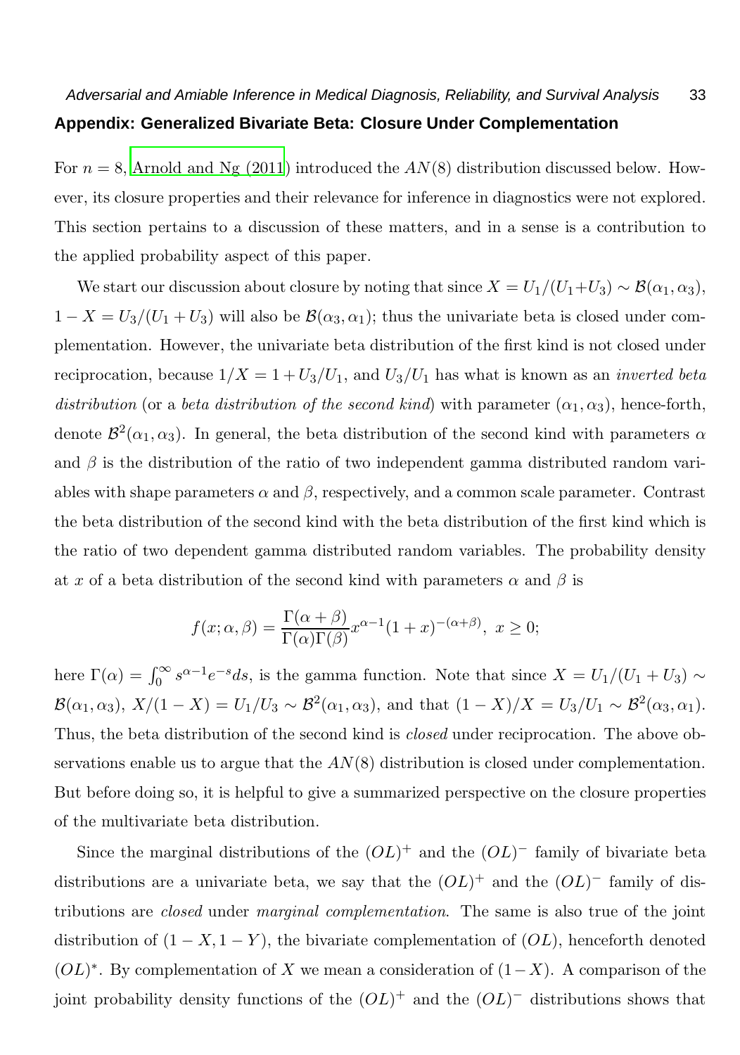## Appendix: Generalized Bivariate Beta: Closure Under Complementation

For $n = 8$, Arnold and Ng (2011) introduced the $AN(8)$ distribution discussed below. However, its closure properties and their relevance for inference in diagnostics were not explored. This section pertains to a discussion of these matters, and in a sense is a contribution to the applied probability aspect of this paper.

We start our discussion about closure by noting that since $X = U_1/(U_1+U_3) \sim \mathcal{B}(\alpha_1, \alpha_3)$, $1 - X = U_3/(U_1 + U_3)$ will also be $\mathcal{B}(\alpha_3, \alpha_1)$; thus the univariate beta is closed under complementation. However, the univariate beta distribution of the first kind is not closed under reciprocation, because $1/X = 1 + U_3/U_1$, and $U_3/U_1$ has what is known as an *inverted beta distribution* (or a *beta distribution of the second kind*) with parameter $(\alpha_1, \alpha_3)$, hence-forth, denote $\mathcal{B}^2(\alpha_1, \alpha_3)$. In general, the beta distribution of the second kind with parameters $\alpha$ and $\beta$ is the distribution of the ratio of two independent gamma distributed random variables with shape parameters $\alpha$ and $\beta$, respectively, and a common scale parameter. Contrast the beta distribution of the second kind with the beta distribution of the first kind which is the ratio of two dependent gamma distributed random variables. The probability density at $x$ of a beta distribution of the second kind with parameters $\alpha$ and $\beta$ is

$$f(x; \alpha, \beta) = \frac{\Gamma(\alpha + \beta)}{\Gamma(\alpha)\Gamma(\beta)} x^{\alpha-1}(1 + x)^{-(\alpha+\beta)}, \ x \geq 0;$$

here $\Gamma(\alpha) = \int_0^\infty s^{\alpha-1}e^{-s}ds$, is the gamma function. Note that since $X = U_1/(U_1 + U_3) \sim \mathcal{B}(\alpha_1, \alpha_3)$, $X/(1 - X) = U_1/U_3 \sim \mathcal{B}^2(\alpha_1, \alpha_3)$, and that $(1 - X)/X = U_3/U_1 \sim \mathcal{B}^2(\alpha_3, \alpha_1)$. Thus, the beta distribution of the second kind is *closed* under reciprocation. The above observations enable us to argue that the $AN(8)$ distribution is closed under complementation. But before doing so, it is helpful to give a summarized perspective on the closure properties of the multivariate beta distribution.

Since the marginal distributions of the $(OL)^+$ and the $(OL)^-$ family of bivariate beta distributions are a univariate beta, we say that the $(OL)^+$ and the $(OL)^-$ family of distributions are *closed* under *marginal complementation*. The same is also true of the joint distribution of $(1 - X, 1 - Y)$, the bivariate complementation of $(OL)$, henceforth denoted $(OL)^*$. By complementation of $X$ we mean a consideration of $(1 - X)$. A comparison of the joint probability density functions of the $(OL)^+$ and the $(OL)^-$ distributions shows that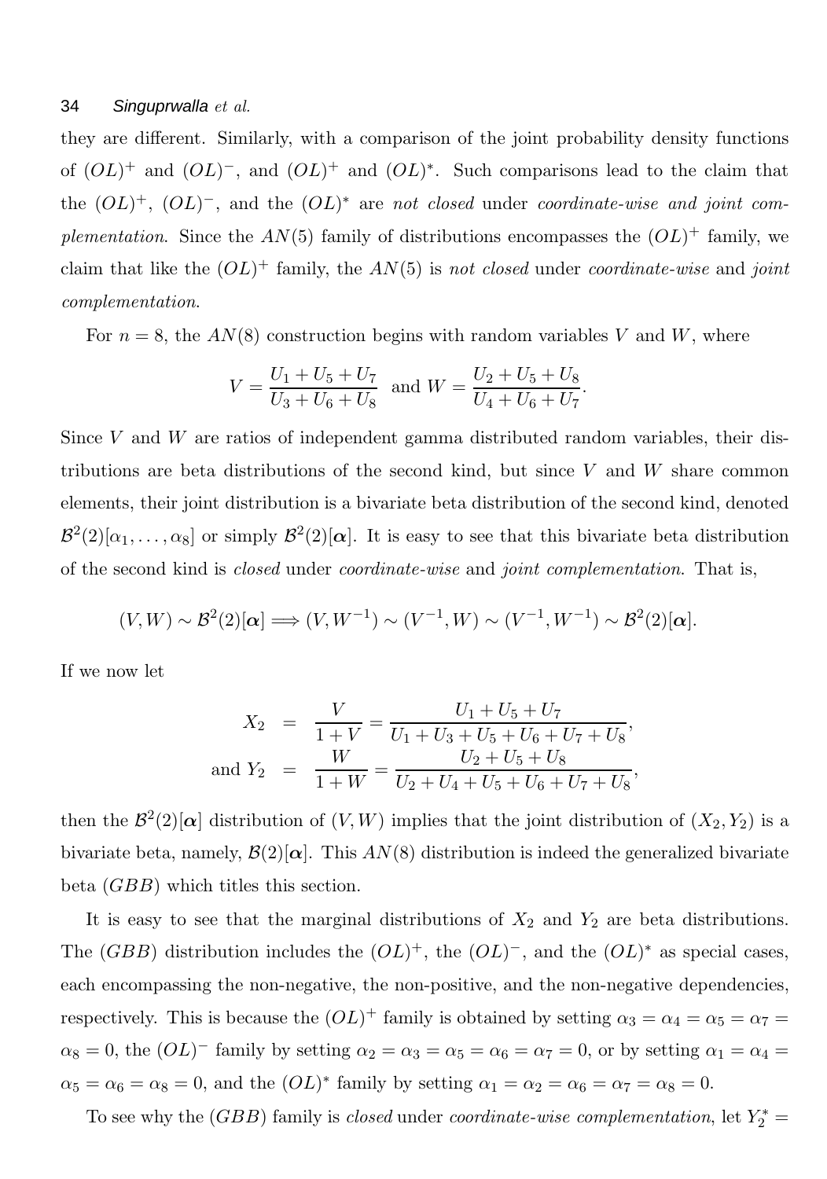they are different. Similarly, with a comparison of the joint probability density functions of $(OL)^+$ and $(OL)^-$, and $(OL)^+$ and $(OL)^*$. Such comparisons lead to the claim that the $(OL)^+$, $(OL)^-$, and the $(OL)^*$ are *not closed* under *coordinate-wise and joint complementation*. Since the $AN(5)$ family of distributions encompasses the $(OL)^+$ family, we claim that like the $(OL)^+$ family, the $AN(5)$ is *not closed* under *coordinate-wise* and *joint complementation*.

For $n = 8$, the $AN(8)$ construction begins with random variables $V$ and $W$, where

$$V = \frac{U_1 + U_5 + U_7}{U_3 + U_6 + U_8} \quad \text{and} \quad W = \frac{U_2 + U_5 + U_8}{U_4 + U_6 + U_7}.$$

Since $V$ and $W$ are ratios of independent gamma distributed random variables, their distributions are beta distributions of the second kind, but since $V$ and $W$ share common elements, their joint distribution is a bivariate beta distribution of the second kind, denoted $\mathcal{B}^2(2)[\alpha_1, \ldots, \alpha_8]$ or simply $\mathcal{B}^2(2)[\boldsymbol{\alpha}]$. It is easy to see that this bivariate beta distribution of the second kind is *closed* under *coordinate-wise* and *joint complementation*. That is,

$$(V, W) \sim \mathcal{B}^2(2)[\boldsymbol{\alpha}] \Longrightarrow (V, W^{-1}) \sim (V^{-1}, W) \sim (V^{-1}, W^{-1}) \sim \mathcal{B}^2(2)[\boldsymbol{\alpha}].$$

If we now let

$$\begin{aligned} X_2 &= \frac{V}{1+V} = \frac{U_1 + U_5 + U_7}{U_1 + U_3 + U_5 + U_6 + U_7 + U_8}, \\ \text{and } Y_2 &= \frac{W}{1+W} = \frac{U_2 + U_5 + U_8}{U_2 + U_4 + U_5 + U_6 + U_7 + U_8}, \end{aligned}$$

then the $\mathcal{B}^2(2)[\boldsymbol{\alpha}]$ distribution of $(V, W)$ implies that the joint distribution of $(X_2, Y_2)$ is a bivariate beta, namely, $\mathcal{B}(2)[\boldsymbol{\alpha}]$. This $AN(8)$ distribution is indeed the generalized bivariate beta $(GBB)$ which titles this section.

It is easy to see that the marginal distributions of $X_2$ and $Y_2$ are beta distributions. The $(GBB)$ distribution includes the $(OL)^+$, the $(OL)^-$, and the $(OL)^*$ as special cases, each encompassing the non-negative, the non-positive, and the non-negative dependencies, respectively. This is because the $(OL)^+$ family is obtained by setting $\alpha_3 = \alpha_4 = \alpha_5 = \alpha_7 = \alpha_8 = 0$, the $(OL)^-$ family by setting $\alpha_2 = \alpha_3 = \alpha_5 = \alpha_6 = \alpha_7 = 0$, or by setting $\alpha_1 = \alpha_4 = \alpha_5 = \alpha_6 = \alpha_8 = 0$, and the $(OL)^*$ family by setting $\alpha_1 = \alpha_2 = \alpha_6 = \alpha_7 = \alpha_8 = 0$.

To see why the $(GBB)$ family is *closed* under *coordinate-wise complementation*, let $Y_2^* =$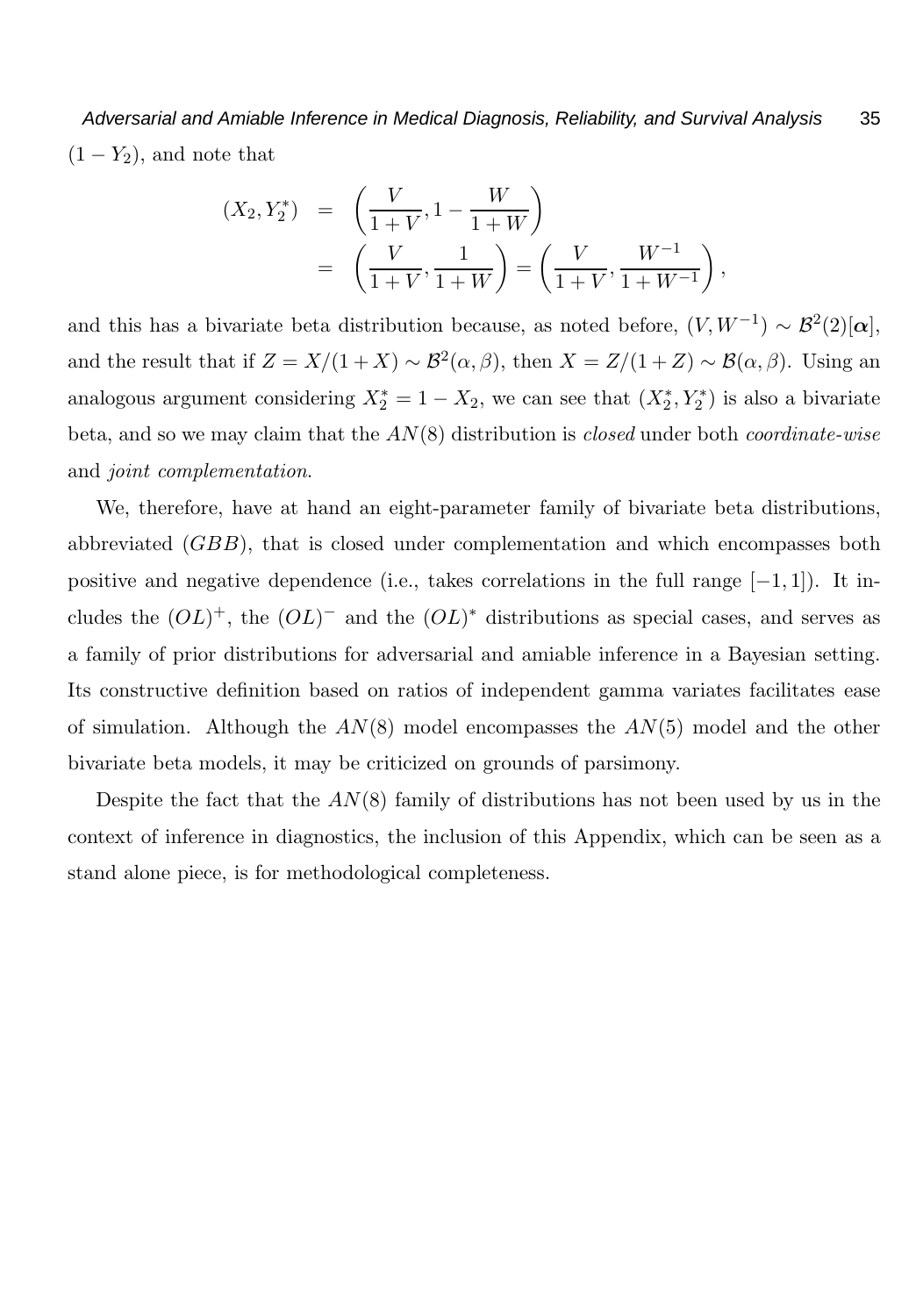$(1 - Y_2)$, and note that

$$
\begin{aligned}
(X_2, Y_2^*) &= \left(\frac{V}{1+V}, 1 - \frac{W}{1+W}\right) \\
&= \left(\frac{V}{1+V}, \frac{1}{1+W}\right) = \left(\frac{V}{1+V}, \frac{W^{-1}}{1+W^{-1}}\right),
\end{aligned}
$$

and this has a bivariate beta distribution because, as noted before, $(V, W^{-1}) \sim \mathcal{B}^2(2)[\boldsymbol{\alpha}]$, and the result that if $Z = X/(1+X) \sim \mathcal{B}^2(\alpha, \beta)$, then $X = Z/(1+Z) \sim \mathcal{B}(\alpha, \beta)$. Using an analogous argument considering $X_2^* = 1 - X_2$, we can see that $(X_2^*, Y_2^*)$ is also a bivariate beta, and so we may claim that the $AN(8)$ distribution is *closed* under both *coordinate-wise* and *joint complementation*.

We, therefore, have at hand an eight-parameter family of bivariate beta distributions, abbreviated $(GBB)$, that is closed under complementation and which encompasses both positive and negative dependence (i.e., takes correlations in the full range $[-1, 1]$). It includes the $(OL)^+$, the $(OL)^-$ and the $(OL)^*$ distributions as special cases, and serves as a family of prior distributions for adversarial and amiable inference in a Bayesian setting. Its constructive definition based on ratios of independent gamma variates facilitates ease of simulation. Although the $AN(8)$ model encompasses the $AN(5)$ model and the other bivariate beta models, it may be criticized on grounds of parsimony.

Despite the fact that the $AN(8)$ family of distributions has not been used by us in the context of inference in diagnostics, the inclusion of this Appendix, which can be seen as a stand alone piece, is for methodological completeness.